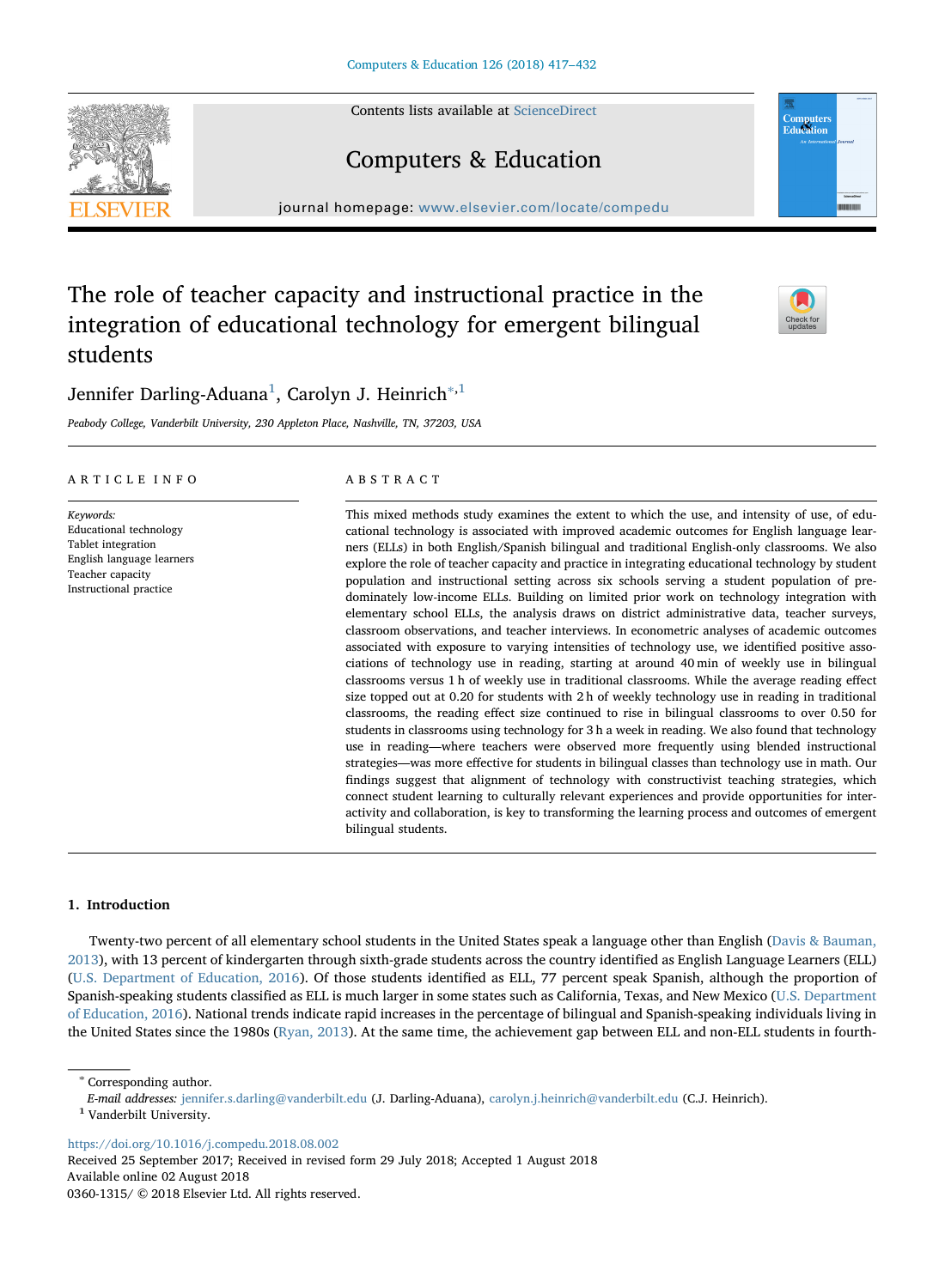# The role of teacher capacity and instructional practice in the integration of educational technology for emergent bilingual students

Jennifer Darling-Aduana[1], Carolyn J. Heinrich*[,1]

*Peabody College, Vanderbilt University, 230 Appleton Place, Nashville, TN, 37203, USA*

## ARTICLE INFO

*Keywords:*
Educational technology
Tablet integration
English language learners
Teacher capacity
Instructional practice

## ABSTRACT

This mixed methods study examines the extent to which the use, and intensity of use, of educational technology is associated with improved academic outcomes for English language learners (ELLs) in both English/Spanish bilingual and traditional English-only classrooms. We also explore the role of teacher capacity and practice in integrating educational technology by student population and instructional setting across six schools serving a student population of predominately low-income ELLs. Building on limited prior work on technology integration with elementary school ELLs, the analysis draws on district administrative data, teacher surveys, classroom observations, and teacher interviews. In econometric analyses of academic outcomes associated with exposure to varying intensities of technology use, we identified positive associations of technology use in reading, starting at around 40 min of weekly use in bilingual classrooms versus 1 h of weekly use in traditional classrooms. While the average reading effect size topped out at 0.20 for students with 2 h of weekly technology use in reading in traditional classrooms, the reading effect size continued to rise in bilingual classrooms to over 0.50 for students in classrooms using technology for 3 h a week in reading. We also found that technology use in reading—where teachers were observed more frequently using blended instructional strategies—was more effective for students in bilingual classes than technology use in math. Our findings suggest that alignment of technology with constructivist teaching strategies, which connect student learning to culturally relevant experiences and provide opportunities for interactivity and collaboration, is key to transforming the learning process and outcomes of emergent bilingual students.

## 1. Introduction

Twenty-two percent of all elementary school students in the United States speak a language other than English (Davis & Bauman, 2013), with 13 percent of kindergarten through sixth-grade students across the country identified as English Language Learners (ELL) (U.S. Department of Education, 2016). Of those students identified as ELL, 77 percent speak Spanish, although the proportion of Spanish-speaking students classified as ELL is much larger in some states such as California, Texas, and New Mexico (U.S. Department of Education, 2016). National trends indicate rapid increases in the percentage of bilingual and Spanish-speaking individuals living in the United States since the 1980s (Ryan, 2013). At the same time, the achievement gap between ELL and non-ELL students in fourth-

---

* Corresponding author.
*E-mail addresses:* jennifer.s.darling@vanderbilt.edu (J. Darling-Aduana), carolyn.j.heinrich@vanderbilt.edu (C.J. Heinrich).
[1] Vanderbilt University.

https://doi.org/10.1016/j.compedu.2018.08.002
Received 25 September 2017; Received in revised form 29 July 2018; Accepted 1 August 2018
Available online 02 August 2018
0360-1315/ © 2018 Elsevier Ltd. All rights reserved.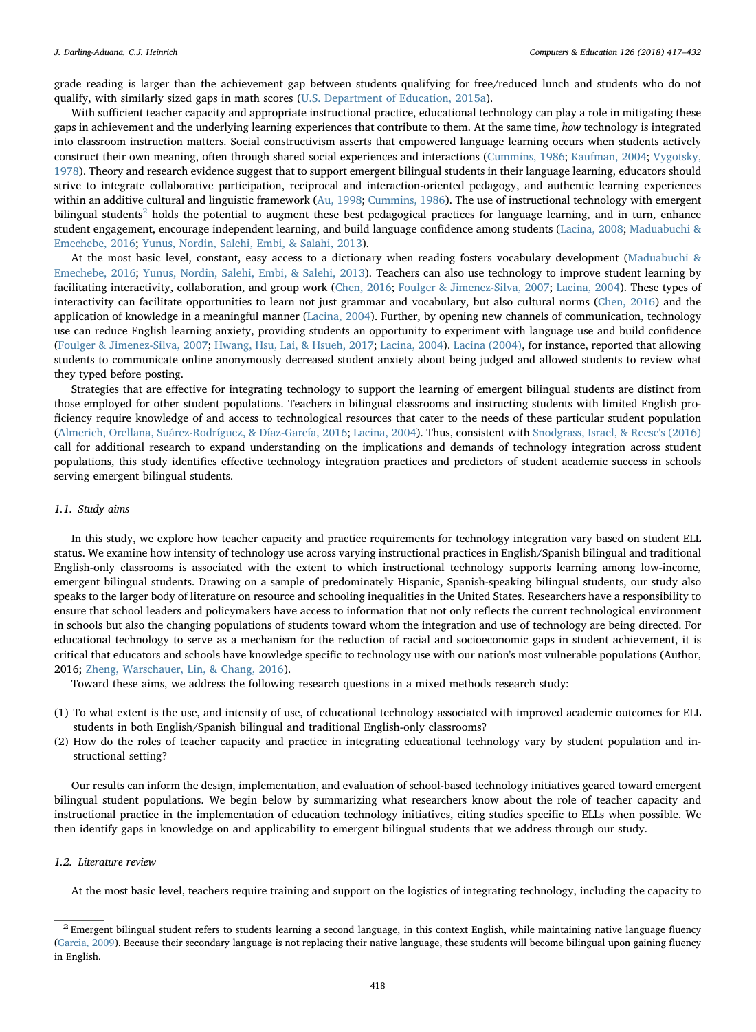grade reading is larger than the achievement gap between students qualifying for free/reduced lunch and students who do not qualify, with similarly sized gaps in math scores (U.S. Department of Education, 2015a).

With sufficient teacher capacity and appropriate instructional practice, educational technology can play a role in mitigating these gaps in achievement and the underlying learning experiences that contribute to them. At the same time, *how* technology is integrated into classroom instruction matters. Social constructivism asserts that empowered language learning occurs when students actively construct their own meaning, often through shared social experiences and interactions (Cummins, 1986; Kaufman, 2004; Vygotsky, 1978). Theory and research evidence suggest that to support emergent bilingual students in their language learning, educators should strive to integrate collaborative participation, reciprocal and interaction-oriented pedagogy, and authentic learning experiences within an additive cultural and linguistic framework (Au, 1998; Cummins, 1986). The use of instructional technology with emergent bilingual students[2] holds the potential to augment these best pedagogical practices for language learning, and in turn, enhance student engagement, encourage independent learning, and build language confidence among students (Lacina, 2008; Maduabuchi & Emechebe, 2016; Yunus, Nordin, Salehi, Embi, & Salahi, 2013).

At the most basic level, constant, easy access to a dictionary when reading fosters vocabulary development (Maduabuchi & Emechebe, 2016; Yunus, Nordin, Salehi, Embi, & Salehi, 2013). Teachers can also use technology to improve student learning by facilitating interactivity, collaboration, and group work (Chen, 2016; Foulger & Jimenez-Silva, 2007; Lacina, 2004). These types of interactivity can facilitate opportunities to learn not just grammar and vocabulary, but also cultural norms (Chen, 2016) and the application of knowledge in a meaningful manner (Lacina, 2004). Further, by opening new channels of communication, technology use can reduce English learning anxiety, providing students an opportunity to experiment with language use and build confidence (Foulger & Jimenez-Silva, 2007; Hwang, Hsu, Lai, & Hsueh, 2017; Lacina, 2004). Lacina (2004), for instance, reported that allowing students to communicate online anonymously decreased student anxiety about being judged and allowed students to review what they typed before posting.

Strategies that are effective for integrating technology to support the learning of emergent bilingual students are distinct from those employed for other student populations. Teachers in bilingual classrooms and instructing students with limited English proficiency require knowledge of and access to technological resources that cater to the needs of these particular student population (Almerich, Orellana, Suárez-Rodríguez, & Díaz-García, 2016; Lacina, 2004). Thus, consistent with Snodgrass, Israel, & Reese's (2016) call for additional research to expand understanding on the implications and demands of technology integration across student populations, this study identifies effective technology integration practices and predictors of student academic success in schools serving emergent bilingual students.

### 1.1. Study aims

In this study, we explore how teacher capacity and practice requirements for technology integration vary based on student ELL status. We examine how intensity of technology use across varying instructional practices in English/Spanish bilingual and traditional English-only classrooms is associated with the extent to which instructional technology supports learning among low-income, emergent bilingual students. Drawing on a sample of predominately Hispanic, Spanish-speaking bilingual students, our study also speaks to the larger body of literature on resource and schooling inequalities in the United States. Researchers have a responsibility to ensure that school leaders and policymakers have access to information that not only reflects the current technological environment in schools but also the changing populations of students toward whom the integration and use of technology are being directed. For educational technology to serve as a mechanism for the reduction of racial and socioeconomic gaps in student achievement, it is critical that educators and schools have knowledge specific to technology use with our nation's most vulnerable populations (Author, 2016; Zheng, Warschauer, Lin, & Chang, 2016).

Toward these aims, we address the following research questions in a mixed methods research study:

(1) To what extent is the use, and intensity of use, of educational technology associated with improved academic outcomes for ELL students in both English/Spanish bilingual and traditional English-only classrooms?
(2) How do the roles of teacher capacity and practice in integrating educational technology vary by student population and instructional setting?

Our results can inform the design, implementation, and evaluation of school-based technology initiatives geared toward emergent bilingual student populations. We begin below by summarizing what researchers know about the role of teacher capacity and instructional practice in the implementation of education technology initiatives, citing studies specific to ELLs when possible. We then identify gaps in knowledge on and applicability to emergent bilingual students that we address through our study.

### 1.2. Literature review

At the most basic level, teachers require training and support on the logistics of integrating technology, including the capacity to

[2] Emergent bilingual student refers to students learning a second language, in this context English, while maintaining native language fluency (Garcia, 2009). Because their secondary language is not replacing their native language, these students will become bilingual upon gaining fluency in English.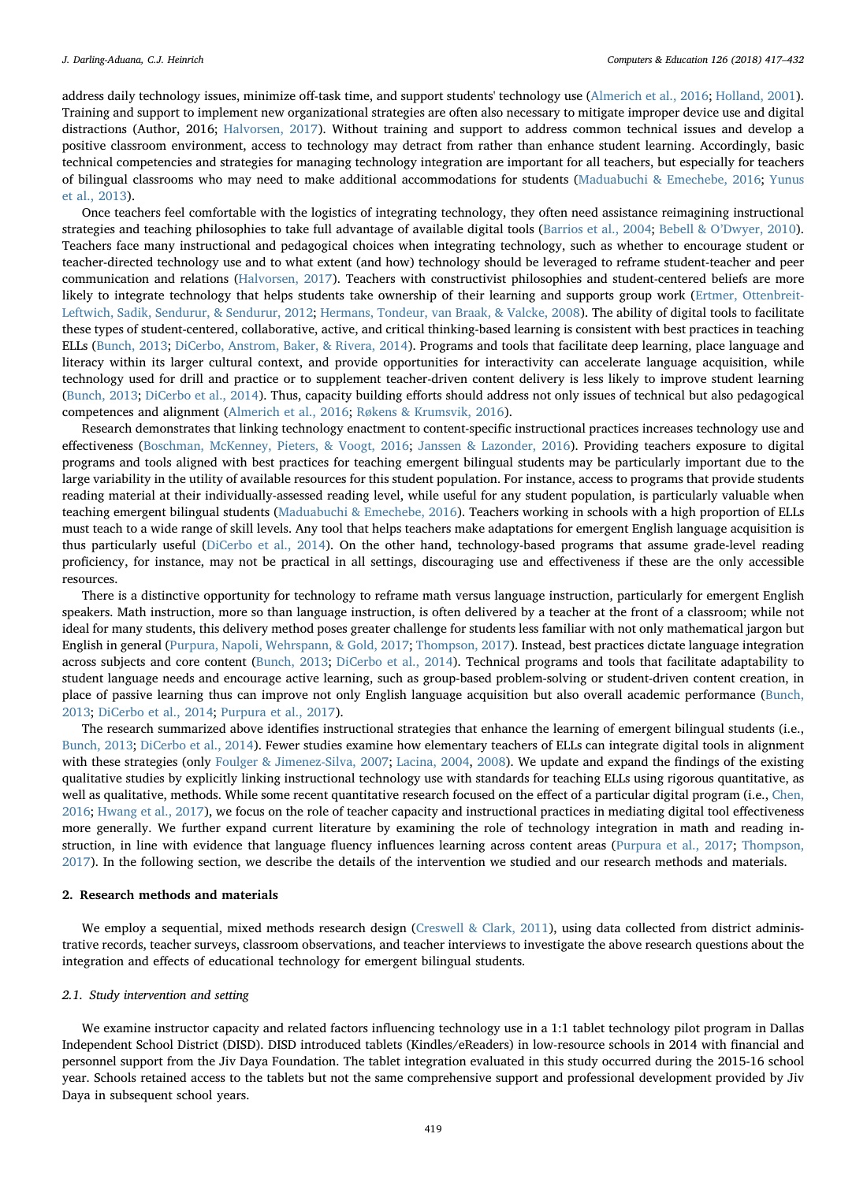address daily technology issues, minimize off-task time, and support students' technology use (Almerich et al., 2016; Holland, 2001). Training and support to implement new organizational strategies are often also necessary to mitigate improper device use and digital distractions (Author, 2016; Halvorsen, 2017). Without training and support to address common technical issues and develop a positive classroom environment, access to technology may detract from rather than enhance student learning. Accordingly, basic technical competencies and strategies for managing technology integration are important for all teachers, but especially for teachers of bilingual classrooms who may need to make additional accommodations for students (Maduabuchi & Emechebe, 2016; Yunus et al., 2013).

Once teachers feel comfortable with the logistics of integrating technology, they often need assistance reimagining instructional strategies and teaching philosophies to take full advantage of available digital tools (Barrios et al., 2004; Bebell & O'Dwyer, 2010). Teachers face many instructional and pedagogical choices when integrating technology, such as whether to encourage student or teacher-directed technology use and to what extent (and how) technology should be leveraged to reframe student-teacher and peer communication and relations (Halvorsen, 2017). Teachers with constructivist philosophies and student-centered beliefs are more likely to integrate technology that helps students take ownership of their learning and supports group work (Ertmer, Ottenbreit-Leftwich, Sadik, Sendurur, & Sendurur, 2012; Hermans, Tondeur, van Braak, & Valcke, 2008). The ability of digital tools to facilitate these types of student-centered, collaborative, active, and critical thinking-based learning is consistent with best practices in teaching ELLs (Bunch, 2013; DiCerbo, Anstrom, Baker, & Rivera, 2014). Programs and tools that facilitate deep learning, place language and literacy within its larger cultural context, and provide opportunities for interactivity can accelerate language acquisition, while technology used for drill and practice or to supplement teacher-driven content delivery is less likely to improve student learning (Bunch, 2013; DiCerbo et al., 2014). Thus, capacity building efforts should address not only issues of technical but also pedagogical competences and alignment (Almerich et al., 2016; Røkens & Krumsvik, 2016).

Research demonstrates that linking technology enactment to content-specific instructional practices increases technology use and effectiveness (Boschman, McKenney, Pieters, & Voogt, 2016; Janssen & Lazonder, 2016). Providing teachers exposure to digital programs and tools aligned with best practices for teaching emergent bilingual students may be particularly important due to the large variability in the utility of available resources for this student population. For instance, access to programs that provide students reading material at their individually-assessed reading level, while useful for any student population, is particularly valuable when teaching emergent bilingual students (Maduabuchi & Emechebe, 2016). Teachers working in schools with a high proportion of ELLs must teach to a wide range of skill levels. Any tool that helps teachers make adaptations for emergent English language acquisition is thus particularly useful (DiCerbo et al., 2014). On the other hand, technology-based programs that assume grade-level reading proficiency, for instance, may not be practical in all settings, discouraging use and effectiveness if these are the only accessible resources.

There is a distinctive opportunity for technology to reframe math versus language instruction, particularly for emergent English speakers. Math instruction, more so than language instruction, is often delivered by a teacher at the front of a classroom; while not ideal for many students, this delivery method poses greater challenge for students less familiar with not only mathematical jargon but English in general (Purpura, Napoli, Wehrspann, & Gold, 2017; Thompson, 2017). Instead, best practices dictate language integration across subjects and core content (Bunch, 2013; DiCerbo et al., 2014). Technical programs and tools that facilitate adaptability to student language needs and encourage active learning, such as group-based problem-solving or student-driven content creation, in place of passive learning thus can improve not only English language acquisition but also overall academic performance (Bunch, 2013; DiCerbo et al., 2014; Purpura et al., 2017).

The research summarized above identifies instructional strategies that enhance the learning of emergent bilingual students (i.e., Bunch, 2013; DiCerbo et al., 2014). Fewer studies examine how elementary teachers of ELLs can integrate digital tools in alignment with these strategies (only Foulger & Jimenez-Silva, 2007; Lacina, 2004, 2008). We update and expand the findings of the existing qualitative studies by explicitly linking instructional technology use with standards for teaching ELLs using rigorous quantitative, as well as qualitative, methods. While some recent quantitative research focused on the effect of a particular digital program (i.e., Chen, 2016; Hwang et al., 2017), we focus on the role of teacher capacity and instructional practices in mediating digital tool effectiveness more generally. We further expand current literature by examining the role of technology integration in math and reading instruction, in line with evidence that language fluency influences learning across content areas (Purpura et al., 2017; Thompson, 2017). In the following section, we describe the details of the intervention we studied and our research methods and materials.

## 2. Research methods and materials

We employ a sequential, mixed methods research design (Creswell & Clark, 2011), using data collected from district administrative records, teacher surveys, classroom observations, and teacher interviews to investigate the above research questions about the integration and effects of educational technology for emergent bilingual students.

### 2.1. Study intervention and setting

We examine instructor capacity and related factors influencing technology use in a 1:1 tablet technology pilot program in Dallas Independent School District (DISD). DISD introduced tablets (Kindles/eReaders) in low-resource schools in 2014 with financial and personnel support from the Jiv Daya Foundation. The tablet integration evaluated in this study occurred during the 2015-16 school year. Schools retained access to the tablets but not the same comprehensive support and professional development provided by Jiv Daya in subsequent school years.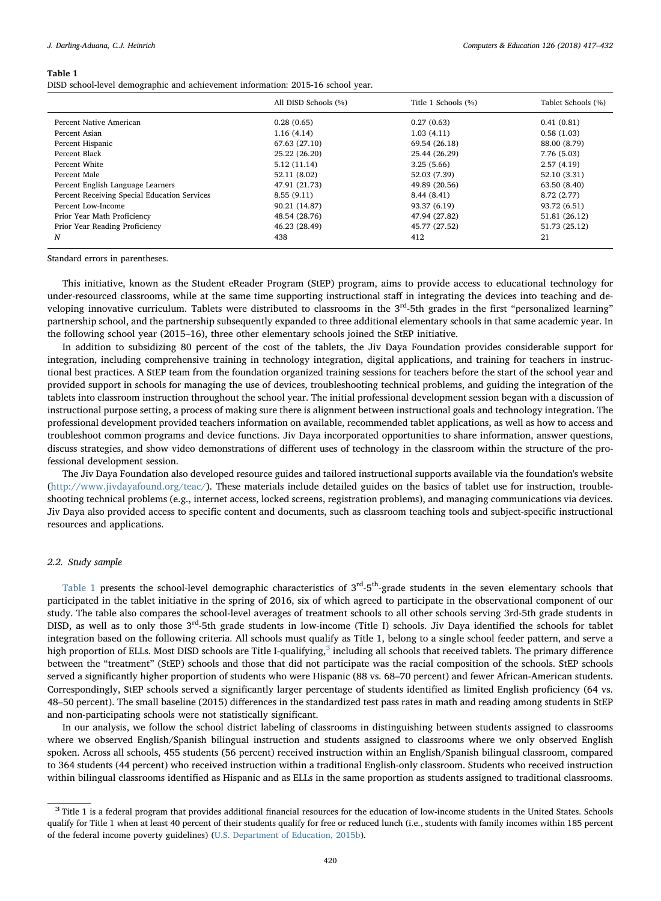**Table 1**
DISD school-level demographic and achievement information: 2015-16 school year.

| | All DISD Schools (%) | Title 1 Schools (%) | Tablet Schools (%) |
|---|---|---|---|
| Percent Native American | 0.28 (0.65) | 0.27 (0.63) | 0.41 (0.81) |
| Percent Asian | 1.16 (4.14) | 1.03 (4.11) | 0.58 (1.03) |
| Percent Hispanic | 67.63 (27.10) | 69.54 (26.18) | 88.00 (8.79) |
| Percent Black | 25.22 (26.20) | 25.44 (26.29) | 7.76 (5.03) |
| Percent White | 5.12 (11.14) | 3.25 (5.66) | 2.57 (4.19) |
| Percent Male | 52.11 (8.02) | 52.03 (7.39) | 52.10 (3.31) |
| Percent English Language Learners | 47.91 (21.73) | 49.89 (20.56) | 63.50 (8.40) |
| Percent Receiving Special Education Services | 8.55 (9.11) | 8.44 (8.41) | 8.72 (2.77) |
| Percent Low-Income | 90.21 (14.87) | 93.37 (6.19) | 93.72 (6.51) |
| Prior Year Math Proficiency | 48.54 (28.76) | 47.94 (27.82) | 51.81 (26.12) |
| Prior Year Reading Proficiency | 46.23 (28.49) | 45.77 (27.52) | 51.73 (25.12) |
| *N* | 438 | 412 | 21 |

Standard errors in parentheses.

This initiative, known as the Student eReader Program (StEP) program, aims to provide access to educational technology for under-resourced classrooms, while at the same time supporting instructional staff in integrating the devices into teaching and developing innovative curriculum. Tablets were distributed to classrooms in the 3rd-5th grades in the first "personalized learning" partnership school, and the partnership subsequently expanded to three additional elementary schools in that same academic year. In the following school year (2015–16), three other elementary schools joined the StEP initiative.

In addition to subsidizing 80 percent of the cost of the tablets, the Jiv Daya Foundation provides considerable support for integration, including comprehensive training in technology integration, digital applications, and training for teachers in instructional best practices. A StEP team from the foundation organized training sessions for teachers before the start of the school year and provided support in schools for managing the use of devices, troubleshooting technical problems, and guiding the integration of the tablets into classroom instruction throughout the school year. The initial professional development session began with a discussion of instructional purpose setting, a process of making sure there is alignment between instructional goals and technology integration. The professional development provided teachers information on available, recommended tablet applications, as well as how to access and troubleshoot common programs and device functions. Jiv Daya incorporated opportunities to share information, answer questions, discuss strategies, and show video demonstrations of different uses of technology in the classroom within the structure of the professional development session.

The Jiv Daya Foundation also developed resource guides and tailored instructional supports available via the foundation's website (http://www.jivdayafound.org/teac/). These materials include detailed guides on the basics of tablet use for instruction, troubleshooting technical problems (e.g., internet access, locked screens, registration problems), and managing communications via devices. Jiv Daya also provided access to specific content and documents, such as classroom teaching tools and subject-specific instructional resources and applications.

### 2.2. Study sample

Table 1 presents the school-level demographic characteristics of 3rd-5th-grade students in the seven elementary schools that participated in the tablet initiative in the spring of 2016, six of which agreed to participate in the observational component of our study. The table also compares the school-level averages of treatment schools to all other schools serving 3rd-5th grade students in DISD, as well as to only those 3rd-5th grade students in low-income (Title I) schools. Jiv Daya identified the schools for tablet integration based on the following criteria. All schools must qualify as Title 1, belong to a single school feeder pattern, and serve a high proportion of ELLs. Most DISD schools are Title I-qualifying,[3] including all schools that received tablets. The primary difference between the "treatment" (StEP) schools and those that did not participate was the racial composition of the schools. StEP schools served a significantly higher proportion of students who were Hispanic (88 vs. 68–70 percent) and fewer African-American students. Correspondingly, StEP schools served a significantly larger percentage of students identified as limited English proficiency (64 vs. 48–50 percent). The small baseline (2015) differences in the standardized test pass rates in math and reading among students in StEP and non-participating schools were not statistically significant.

In our analysis, we follow the school district labeling of classrooms in distinguishing between students assigned to classrooms where we observed English/Spanish bilingual instruction and students assigned to classrooms where we only observed English spoken. Across all schools, 455 students (56 percent) received instruction within an English/Spanish bilingual classroom, compared to 364 students (44 percent) who received instruction within a traditional English-only classroom. Students who received instruction within bilingual classrooms identified as Hispanic and as ELLs in the same proportion as students assigned to traditional classrooms.

[3] Title 1 is a federal program that provides additional financial resources for the education of low-income students in the United States. Schools qualify for Title 1 when at least 40 percent of their students qualify for free or reduced lunch (i.e., students with family incomes within 185 percent of the federal income poverty guidelines) (U.S. Department of Education, 2015b).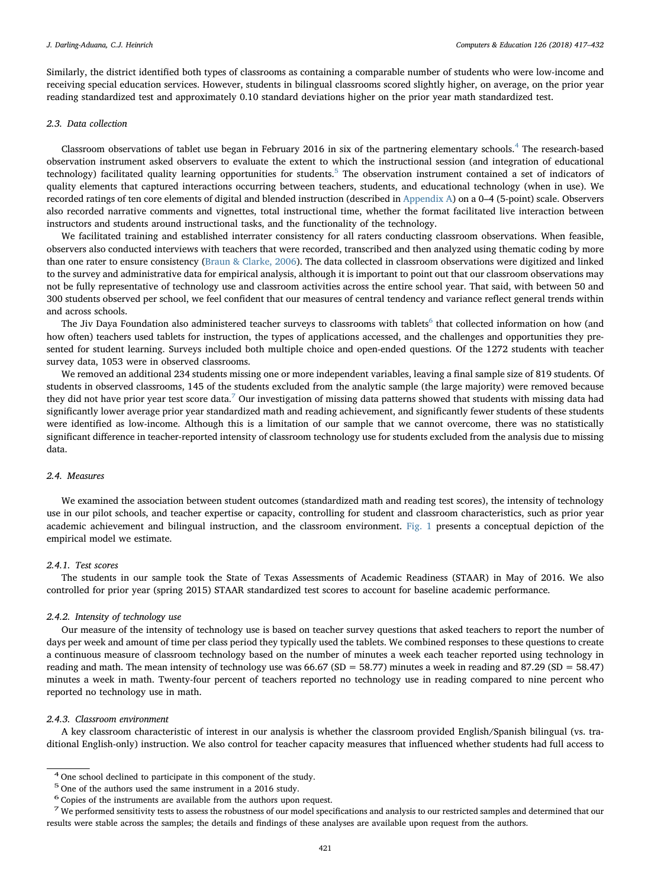Similarly, the district identified both types of classrooms as containing a comparable number of students who were low-income and receiving special education services. However, students in bilingual classrooms scored slightly higher, on average, on the prior year reading standardized test and approximately 0.10 standard deviations higher on the prior year math standardized test.

### 2.3. Data collection

Classroom observations of tablet use began in February 2016 in six of the partnering elementary schools.[4] The research-based observation instrument asked observers to evaluate the extent to which the instructional session (and integration of educational technology) facilitated quality learning opportunities for students.[5] The observation instrument contained a set of indicators of quality elements that captured interactions occurring between teachers, students, and educational technology (when in use). We recorded ratings of ten core elements of digital and blended instruction (described in Appendix A) on a 0–4 (5-point) scale. Observers also recorded narrative comments and vignettes, total instructional time, whether the format facilitated live interaction between instructors and students around instructional tasks, and the functionality of the technology.

We facilitated training and established interrater consistency for all raters conducting classroom observations. When feasible, observers also conducted interviews with teachers that were recorded, transcribed and then analyzed using thematic coding by more than one rater to ensure consistency (Braun & Clarke, 2006). The data collected in classroom observations were digitized and linked to the survey and administrative data for empirical analysis, although it is important to point out that our classroom observations may not be fully representative of technology use and classroom activities across the entire school year. That said, with between 50 and 300 students observed per school, we feel confident that our measures of central tendency and variance reflect general trends within and across schools.

The Jiv Daya Foundation also administered teacher surveys to classrooms with tablets[6] that collected information on how (and how often) teachers used tablets for instruction, the types of applications accessed, and the challenges and opportunities they presented for student learning. Surveys included both multiple choice and open-ended questions. Of the 1272 students with teacher survey data, 1053 were in observed classrooms.

We removed an additional 234 students missing one or more independent variables, leaving a final sample size of 819 students. Of students in observed classrooms, 145 of the students excluded from the analytic sample (the large majority) were removed because they did not have prior year test score data.[7] Our investigation of missing data patterns showed that students with missing data had significantly lower average prior year standardized math and reading achievement, and significantly fewer students of these students were identified as low-income. Although this is a limitation of our sample that we cannot overcome, there was no statistically significant difference in teacher-reported intensity of classroom technology use for students excluded from the analysis due to missing data.

### 2.4. Measures

We examined the association between student outcomes (standardized math and reading test scores), the intensity of technology use in our pilot schools, and teacher expertise or capacity, controlling for student and classroom characteristics, such as prior year academic achievement and bilingual instruction, and the classroom environment. Fig. 1 presents a conceptual depiction of the empirical model we estimate.

#### 2.4.1. Test scores

The students in our sample took the State of Texas Assessments of Academic Readiness (STAAR) in May of 2016. We also controlled for prior year (spring 2015) STAAR standardized test scores to account for baseline academic performance.

#### 2.4.2. Intensity of technology use

Our measure of the intensity of technology use is based on teacher survey questions that asked teachers to report the number of days per week and amount of time per class period they typically used the tablets. We combined responses to these questions to create a continuous measure of classroom technology based on the number of minutes a week each teacher reported using technology in reading and math. The mean intensity of technology use was 66.67 (SD = 58.77) minutes a week in reading and 87.29 (SD = 58.47) minutes a week in math. Twenty-four percent of teachers reported no technology use in reading compared to nine percent who reported no technology use in math.

#### 2.4.3. Classroom environment

A key classroom characteristic of interest in our analysis is whether the classroom provided English/Spanish bilingual (vs. traditional English-only) instruction. We also control for teacher capacity measures that influenced whether students had full access to

---

[4] One school declined to participate in this component of the study.

[5] One of the authors used the same instrument in a 2016 study.

[6] Copies of the instruments are available from the authors upon request.

[7] We performed sensitivity tests to assess the robustness of our model specifications and analysis to our restricted samples and determined that our results were stable across the samples; the details and findings of these analyses are available upon request from the authors.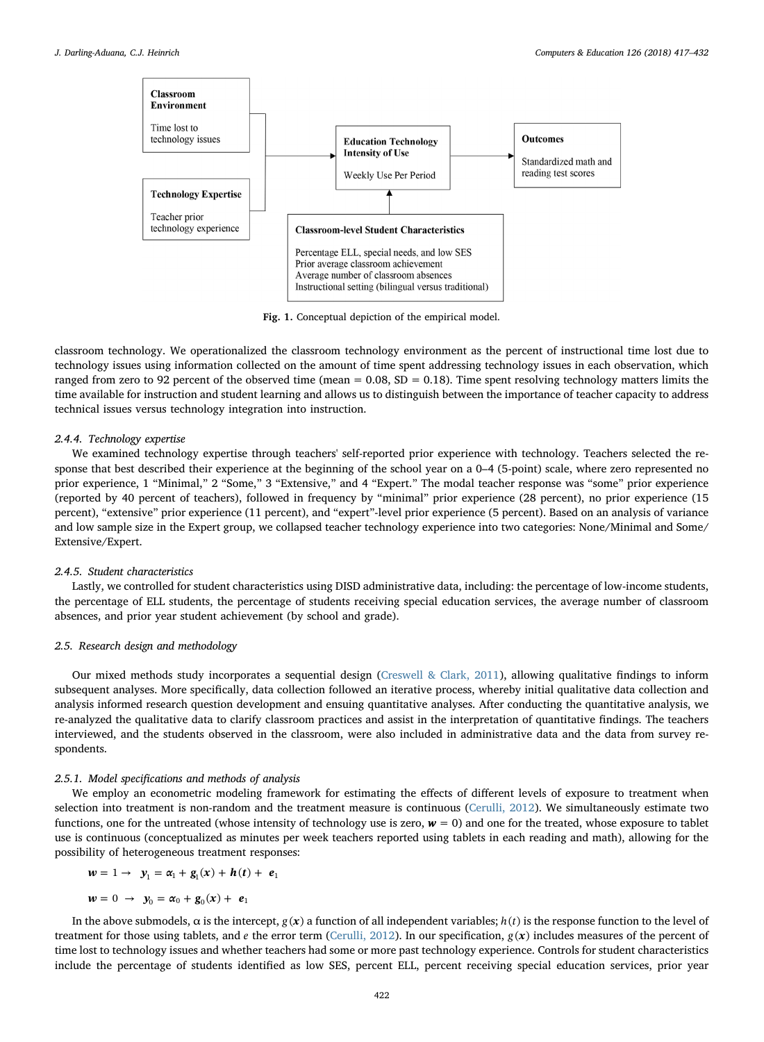**Classroom Environment**

Time lost to technology issues

**Technology Expertise**

Teacher prior technology experience

**Education Technology Intensity of Use**

Weekly Use Per Period

**Outcomes**

Standardized math and reading test scores

**Classroom-level Student Characteristics**

Percentage ELL, special needs, and low SES
Prior average classroom achievement
Average number of classroom absences
Instructional setting (bilingual versus traditional)

**Fig. 1.** Conceptual depiction of the empirical model.

classroom technology. We operationalized the classroom technology environment as the percent of instructional time lost due to technology issues using information collected on the amount of time spent addressing technology issues in each observation, which ranged from zero to 92 percent of the observed time (mean = 0.08, SD = 0.18). Time spent resolving technology matters limits the time available for instruction and student learning and allows us to distinguish between the importance of teacher capacity to address technical issues versus technology integration into instruction.

#### 2.4.4. Technology expertise

We examined technology expertise through teachers' self-reported prior experience with technology. Teachers selected the response that best described their experience at the beginning of the school year on a 0–4 (5-point) scale, where zero represented no prior experience, 1 "Minimal," 2 "Some," 3 "Extensive," and 4 "Expert." The modal teacher response was "some" prior experience (reported by 40 percent of teachers), followed in frequency by "minimal" prior experience (28 percent), no prior experience (15 percent), "extensive" prior experience (11 percent), and "expert"-level prior experience (5 percent). Based on an analysis of variance and low sample size in the Expert group, we collapsed teacher technology experience into two categories: None/Minimal and Some/Extensive/Expert.

#### 2.4.5. Student characteristics

Lastly, we controlled for student characteristics using DISD administrative data, including: the percentage of low-income students, the percentage of ELL students, the percentage of students receiving special education services, the average number of classroom absences, and prior year student achievement (by school and grade).

### 2.5. Research design and methodology

Our mixed methods study incorporates a sequential design (Creswell & Clark, 2011), allowing qualitative findings to inform subsequent analyses. More specifically, data collection followed an iterative process, whereby initial qualitative data collection and analysis informed research question development and ensuing quantitative analyses. After conducting the quantitative analysis, we re-analyzed the qualitative data to clarify classroom practices and assist in the interpretation of quantitative findings. The teachers interviewed, and the students observed in the classroom, were also included in administrative data and the data from survey respondents.

#### 2.5.1. Model specifications and methods of analysis

We employ an econometric modeling framework for estimating the effects of different levels of exposure to treatment when selection into treatment is non-random and the treatment measure is continuous (Cerulli, 2012). We simultaneously estimate two functions, one for the untreated (whose intensity of technology use is zero, $\boldsymbol{w} = 0$) and one for the treated, whose exposure to tablet use is continuous (conceptualized as minutes per week teachers reported using tablets in each reading and math), allowing for the possibility of heterogeneous treatment responses:

$$\boldsymbol{w} = 1 \rightarrow \; \boldsymbol{y}_1 = \alpha_1 + \boldsymbol{g}_1(\boldsymbol{x}) + \boldsymbol{h}(\boldsymbol{t}) + \; \boldsymbol{e}_1$$

$$\boldsymbol{w} = 0 \; \rightarrow \; \boldsymbol{y}_0 = \alpha_0 + \boldsymbol{g}_0(\boldsymbol{x}) + \; \boldsymbol{e}_1$$

In the above submodels, α is the intercept, $g(\boldsymbol{x})$ a function of all independent variables; $h(t)$ is the response function to the level of treatment for those using tablets, and $e$ the error term (Cerulli, 2012). In our specification, $g(\boldsymbol{x})$ includes measures of the percent of time lost to technology issues and whether teachers had some or more past technology experience. Controls for student characteristics include the percentage of students identified as low SES, percent ELL, percent receiving special education services, prior year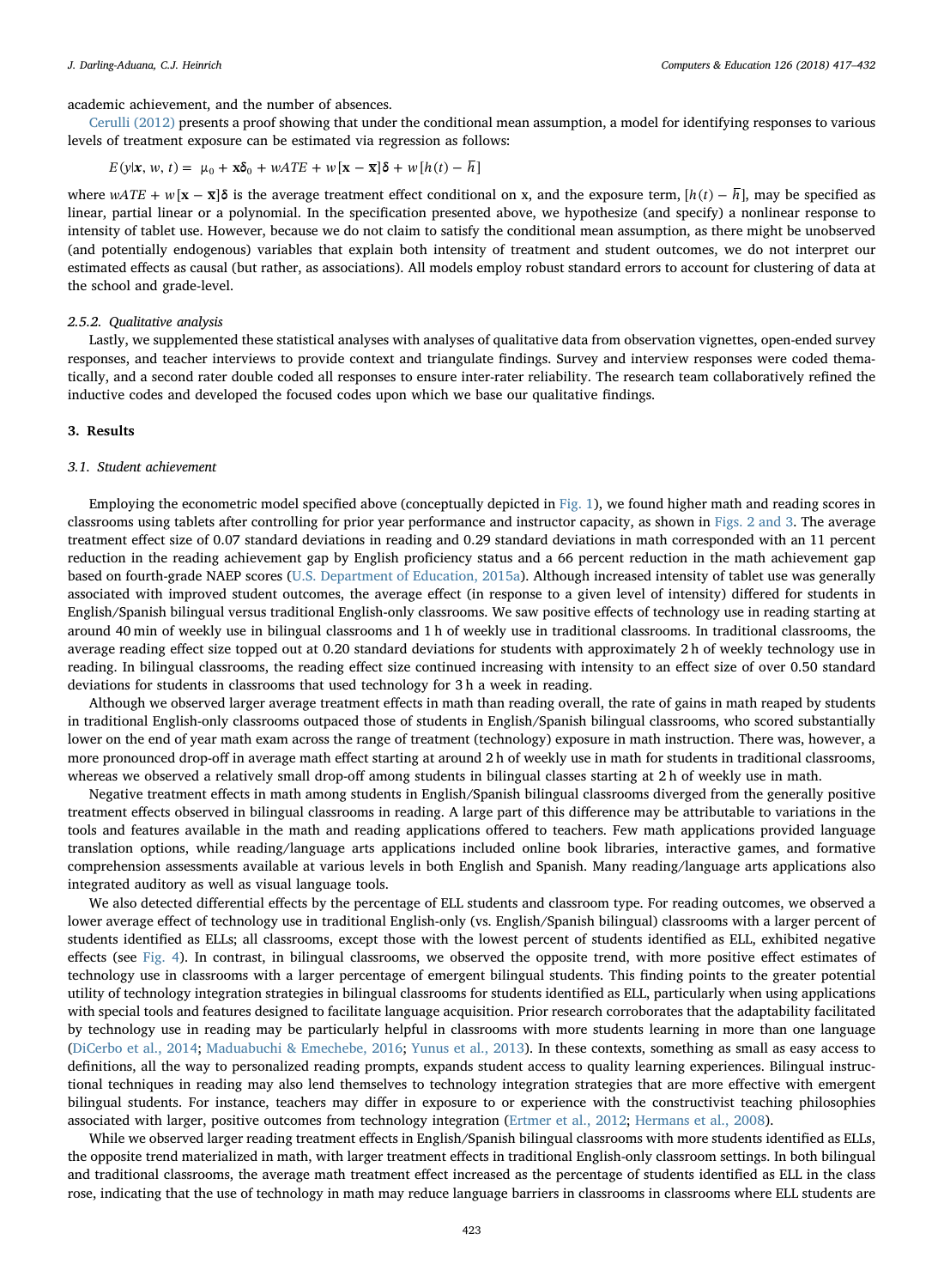academic achievement, and the number of absences.

Cerulli (2012) presents a proof showing that under the conditional mean assumption, a model for identifying responses to various levels of treatment exposure can be estimated via regression as follows:

$$E(y|\mathbf{x}, w, t) = \mu_0 + \mathbf{x}\boldsymbol{\delta}_0 + wATE + w[\mathbf{x} - \overline{\mathbf{x}}]\boldsymbol{\delta} + w[h(t) - \overline{h}]$$

where $wATE + w[\mathbf{x} - \overline{\mathbf{x}}]\boldsymbol{\delta}$ is the average treatment effect conditional on x, and the exposure term, $[h(t) - \overline{h}]$, may be specified as linear, partial linear or a polynomial. In the specification presented above, we hypothesize (and specify) a nonlinear response to intensity of tablet use. However, because we do not claim to satisfy the conditional mean assumption, as there might be unobserved (and potentially endogenous) variables that explain both intensity of treatment and student outcomes, we do not interpret our estimated effects as causal (but rather, as associations). All models employ robust standard errors to account for clustering of data at the school and grade-level.

#### 2.5.2. Qualitative analysis

Lastly, we supplemented these statistical analyses with analyses of qualitative data from observation vignettes, open-ended survey responses, and teacher interviews to provide context and triangulate findings. Survey and interview responses were coded thematically, and a second rater double coded all responses to ensure inter-rater reliability. The research team collaboratively refined the inductive codes and developed the focused codes upon which we base our qualitative findings.

## 3. Results

### 3.1. Student achievement

Employing the econometric model specified above (conceptually depicted in Fig. 1), we found higher math and reading scores in classrooms using tablets after controlling for prior year performance and instructor capacity, as shown in Figs. 2 and 3. The average treatment effect size of 0.07 standard deviations in reading and 0.29 standard deviations in math corresponded with an 11 percent reduction in the reading achievement gap by English proficiency status and a 66 percent reduction in the math achievement gap based on fourth-grade NAEP scores (U.S. Department of Education, 2015a). Although increased intensity of tablet use was generally associated with improved student outcomes, the average effect (in response to a given level of intensity) differed for students in English/Spanish bilingual versus traditional English-only classrooms. We saw positive effects of technology use in reading starting at around 40 min of weekly use in bilingual classrooms and 1 h of weekly use in traditional classrooms. In traditional classrooms, the average reading effect size topped out at 0.20 standard deviations for students with approximately 2 h of weekly technology use in reading. In bilingual classrooms, the reading effect size continued increasing with intensity to an effect size of over 0.50 standard deviations for students in classrooms that used technology for 3 h a week in reading.

Although we observed larger average treatment effects in math than reading overall, the rate of gains in math reaped by students in traditional English-only classrooms outpaced those of students in English/Spanish bilingual classrooms, who scored substantially lower on the end of year math exam across the range of treatment (technology) exposure in math instruction. There was, however, a more pronounced drop-off in average math effect starting at around 2 h of weekly use in math for students in traditional classrooms, whereas we observed a relatively small drop-off among students in bilingual classes starting at 2 h of weekly use in math.

Negative treatment effects in math among students in English/Spanish bilingual classrooms diverged from the generally positive treatment effects observed in bilingual classrooms in reading. A large part of this difference may be attributable to variations in the tools and features available in the math and reading applications offered to teachers. Few math applications provided language translation options, while reading/language arts applications included online book libraries, interactive games, and formative comprehension assessments available at various levels in both English and Spanish. Many reading/language arts applications also integrated auditory as well as visual language tools.

We also detected differential effects by the percentage of ELL students and classroom type. For reading outcomes, we observed a lower average effect of technology use in traditional English-only (vs. English/Spanish bilingual) classrooms with a larger percent of students identified as ELLs; all classrooms, except those with the lowest percent of students identified as ELL, exhibited negative effects (see Fig. 4). In contrast, in bilingual classrooms, we observed the opposite trend, with more positive effect estimates of technology use in classrooms with a larger percentage of emergent bilingual students. This finding points to the greater potential utility of technology integration strategies in bilingual classrooms for students identified as ELL, particularly when using applications with special tools and features designed to facilitate language acquisition. Prior research corroborates that the adaptability facilitated by technology use in reading may be particularly helpful in classrooms with more students learning in more than one language (DiCerbo et al., 2014; Maduabuchi & Emechebe, 2016; Yunus et al., 2013). In these contexts, something as small as easy access to definitions, all the way to personalized reading prompts, expands student access to quality learning experiences. Bilingual instructional techniques in reading may also lend themselves to technology integration strategies that are more effective with emergent bilingual students. For instance, teachers may differ in exposure to or experience with the constructivist teaching philosophies associated with larger, positive outcomes from technology integration (Ertmer et al., 2012; Hermans et al., 2008).

While we observed larger reading treatment effects in English/Spanish bilingual classrooms with more students identified as ELLs, the opposite trend materialized in math, with larger treatment effects in traditional English-only classroom settings. In both bilingual and traditional classrooms, the average math treatment effect increased as the percentage of students identified as ELL in the class rose, indicating that the use of technology in math may reduce language barriers in classrooms in classrooms where ELL students are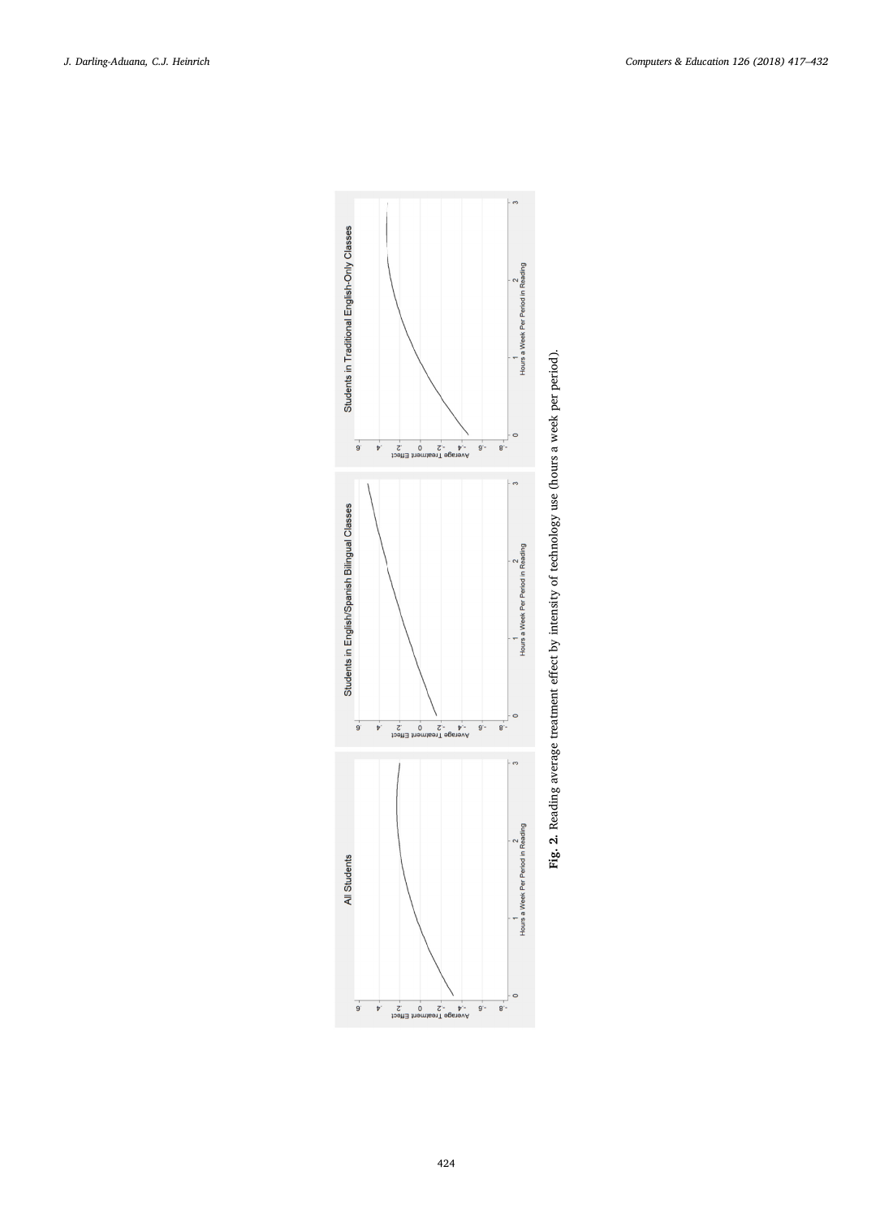**Fig. 2.** Reading average treatment effect by intensity of technology use (hours a week per period).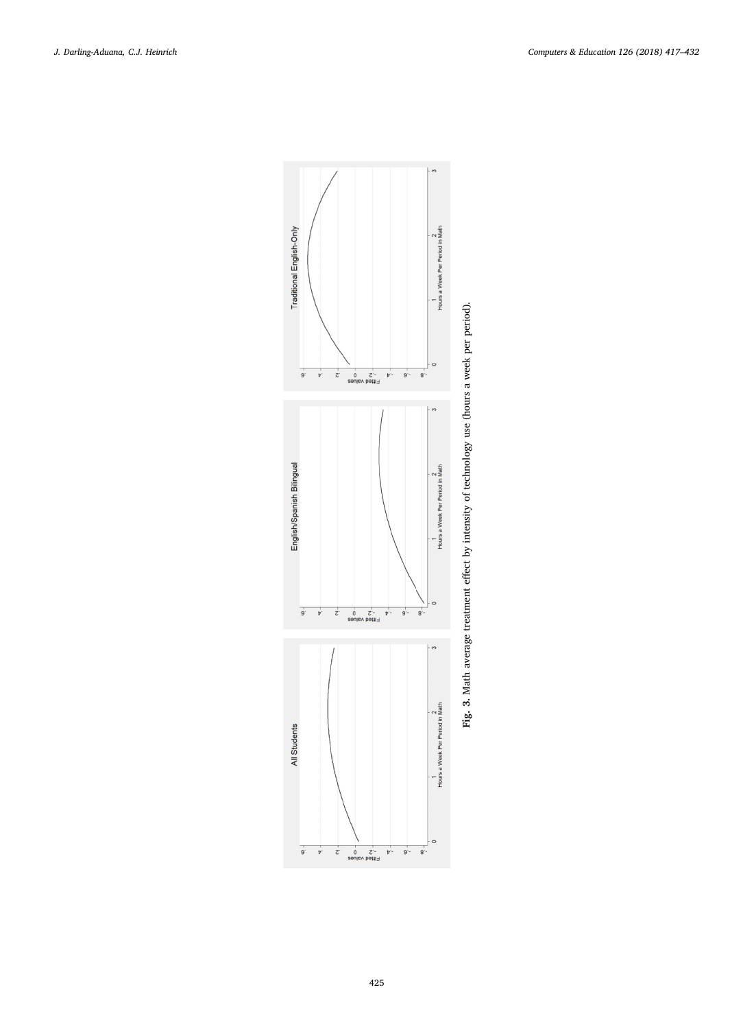**Fig. 3.** Math average treatment effect by intensity of technology use (hours a week per period).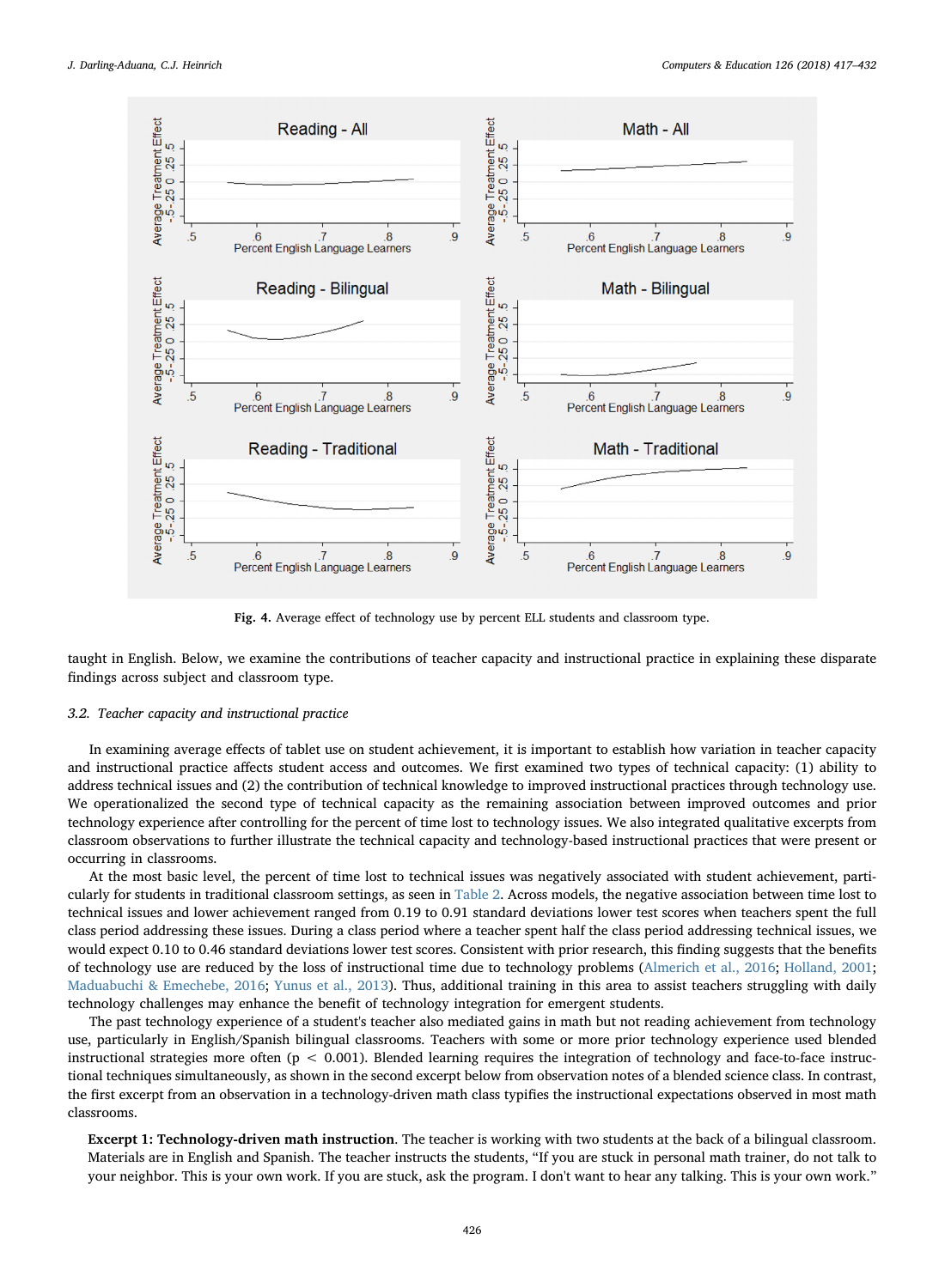Fig. 4. Average effect of technology use by percent ELL students and classroom type.

taught in English. Below, we examine the contributions of teacher capacity and instructional practice in explaining these disparate findings across subject and classroom type.

### 3.2. Teacher capacity and instructional practice

In examining average effects of tablet use on student achievement, it is important to establish how variation in teacher capacity and instructional practice affects student access and outcomes. We first examined two types of technical capacity: (1) ability to address technical issues and (2) the contribution of technical knowledge to improved instructional practices through technology use. We operationalized the second type of technical capacity as the remaining association between improved outcomes and prior technology experience after controlling for the percent of time lost to technology issues. We also integrated qualitative excerpts from classroom observations to further illustrate the technical capacity and technology-based instructional practices that were present or occurring in classrooms.

At the most basic level, the percent of time lost to technical issues was negatively associated with student achievement, particularly for students in traditional classroom settings, as seen in Table 2. Across models, the negative association between time lost to technical issues and lower achievement ranged from 0.19 to 0.91 standard deviations lower test scores when teachers spent the full class period addressing these issues. During a class period where a teacher spent half the class period addressing technical issues, we would expect 0.10 to 0.46 standard deviations lower test scores. Consistent with prior research, this finding suggests that the benefits of technology use are reduced by the loss of instructional time due to technology problems (Almerich et al., 2016; Holland, 2001; Maduabuchi & Emechebe, 2016; Yunus et al., 2013). Thus, additional training in this area to assist teachers struggling with daily technology challenges may enhance the benefit of technology integration for emergent students.

The past technology experience of a student's teacher also mediated gains in math but not reading achievement from technology use, particularly in English/Spanish bilingual classrooms. Teachers with some or more prior technology experience used blended instructional strategies more often ($p < 0.001$). Blended learning requires the integration of technology and face-to-face instructional techniques simultaneously, as shown in the second excerpt below from observation notes of a blended science class. In contrast, the first excerpt from an observation in a technology-driven math class typifies the instructional expectations observed in most math classrooms.

**Excerpt 1: Technology-driven math instruction**. The teacher is working with two students at the back of a bilingual classroom. Materials are in English and Spanish. The teacher instructs the students, "If you are stuck in personal math trainer, do not talk to your neighbor. This is your own work. If you are stuck, ask the program. I don't want to hear any talking. This is your own work."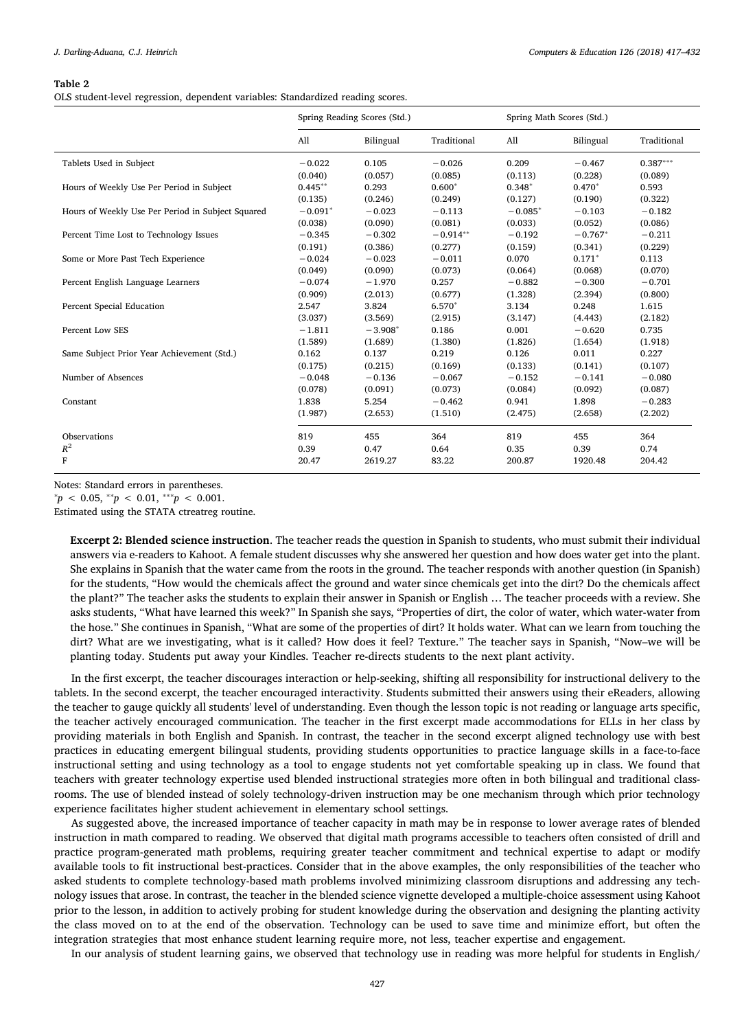**Table 2**
OLS student-level regression, dependent variables: Standardized reading scores.

| | Spring Reading Scores (Std.) | | | Spring Math Scores (Std.) | | |
|---|---|---|---|---|---|---|
| | All | Bilingual | Traditional | All | Bilingual | Traditional |
| Tablets Used in Subject | −0.022 | 0.105 | −0.026 | 0.209 | −0.467 | 0.387*** |
| | (0.040) | (0.057) | (0.085) | (0.113) | (0.228) | (0.089) |
| Hours of Weekly Use Per Period in Subject | 0.445** | 0.293 | 0.600* | 0.348* | 0.470* | 0.593 |
| | (0.135) | (0.246) | (0.249) | (0.127) | (0.190) | (0.322) |
| Hours of Weekly Use Per Period in Subject Squared | −0.091* | −0.023 | −0.113 | −0.085* | −0.103 | −0.182 |
| | (0.038) | (0.090) | (0.081) | (0.033) | (0.052) | (0.086) |
| Percent Time Lost to Technology Issues | −0.345 | −0.302 | −0.914** | −0.192 | −0.767* | −0.211 |
| | (0.191) | (0.386) | (0.277) | (0.159) | (0.341) | (0.229) |
| Some or More Past Tech Experience | −0.024 | −0.023 | −0.011 | 0.070 | 0.171* | 0.113 |
| | (0.049) | (0.090) | (0.073) | (0.064) | (0.068) | (0.070) |
| Percent English Language Learners | −0.074 | −1.970 | 0.257 | −0.882 | −0.300 | −0.701 |
| | (0.909) | (2.013) | (0.677) | (1.328) | (2.394) | (0.800) |
| Percent Special Education | 2.547 | 3.824 | 6.570* | 3.134 | 0.248 | 1.615 |
| | (3.037) | (3.569) | (2.915) | (3.147) | (4.443) | (2.182) |
| Percent Low SES | −1.811 | −3.908* | 0.186 | 0.001 | −0.620 | 0.735 |
| | (1.589) | (1.689) | (1.380) | (1.826) | (1.654) | (1.918) |
| Same Subject Prior Year Achievement (Std.) | 0.162 | 0.137 | 0.219 | 0.126 | 0.011 | 0.227 |
| | (0.175) | (0.215) | (0.169) | (0.133) | (0.141) | (0.107) |
| Number of Absences | −0.048 | −0.136 | −0.067 | −0.152 | −0.141 | −0.080 |
| | (0.078) | (0.091) | (0.073) | (0.084) | (0.092) | (0.087) |
| Constant | 1.838 | 5.254 | −0.462 | 0.941 | 1.898 | −0.283 |
| | (1.987) | (2.653) | (1.510) | (2.475) | (2.658) | (2.202) |
| Observations | 819 | 455 | 364 | 819 | 455 | 364 |
| $R^2$ | 0.39 | 0.47 | 0.64 | 0.35 | 0.39 | 0.74 |
| F | 20.47 | 2619.27 | 83.22 | 200.87 | 1920.48 | 204.42 |

Notes: Standard errors in parentheses.
*$p < 0.05$, **$p < 0.01$, ***$p < 0.001$.
Estimated using the STATA ctreatreg routine.

> **Excerpt 2: Blended science instruction**. The teacher reads the question in Spanish to students, who must submit their individual answers via e-readers to Kahoot. A female student discusses why she answered her question and how does water get into the plant. She explains in Spanish that the water came from the roots in the ground. The teacher responds with another question (in Spanish) for the students, "How would the chemicals affect the ground and water since chemicals get into the dirt? Do the chemicals affect the plant?" The teacher asks the students to explain their answer in Spanish or English … The teacher proceeds with a review. She asks students, "What have learned this week?" In Spanish she says, "Properties of dirt, the color of water, which water-water from the hose." She continues in Spanish, "What are some of the properties of dirt? It holds water. What can we learn from touching the dirt? What are we investigating, what is it called? How does it feel? Texture." The teacher says in Spanish, "Now–we will be planting today. Students put away your Kindles. Teacher re-directs students to the next plant activity.

In the first excerpt, the teacher discourages interaction or help-seeking, shifting all responsibility for instructional delivery to the tablets. In the second excerpt, the teacher encouraged interactivity. Students submitted their answers using their eReaders, allowing the teacher to gauge quickly all students' level of understanding. Even though the lesson topic is not reading or language arts specific, the teacher actively encouraged communication. The teacher in the first excerpt made accommodations for ELLs in her class by providing materials in both English and Spanish. In contrast, the teacher in the second excerpt aligned technology use with best practices in educating emergent bilingual students, providing students opportunities to practice language skills in a face-to-face instructional setting and using technology as a tool to engage students not yet comfortable speaking up in class. We found that teachers with greater technology expertise used blended instructional strategies more often in both bilingual and traditional classrooms. The use of blended instead of solely technology-driven instruction may be one mechanism through which prior technology experience facilitates higher student achievement in elementary school settings.

As suggested above, the increased importance of teacher capacity in math may be in response to lower average rates of blended instruction in math compared to reading. We observed that digital math programs accessible to teachers often consisted of drill and practice program-generated math problems, requiring greater teacher commitment and technical expertise to adapt or modify available tools to fit instructional best-practices. Consider that in the above examples, the only responsibilities of the teacher who asked students to complete technology-based math problems involved minimizing classroom disruptions and addressing any technology issues that arose. In contrast, the teacher in the blended science vignette developed a multiple-choice assessment using Kahoot prior to the lesson, in addition to actively probing for student knowledge during the observation and designing the planting activity the class moved on to at the end of the observation. Technology can be used to save time and minimize effort, but often the integration strategies that most enhance student learning require more, not less, teacher expertise and engagement.

In our analysis of student learning gains, we observed that technology use in reading was more helpful for students in English/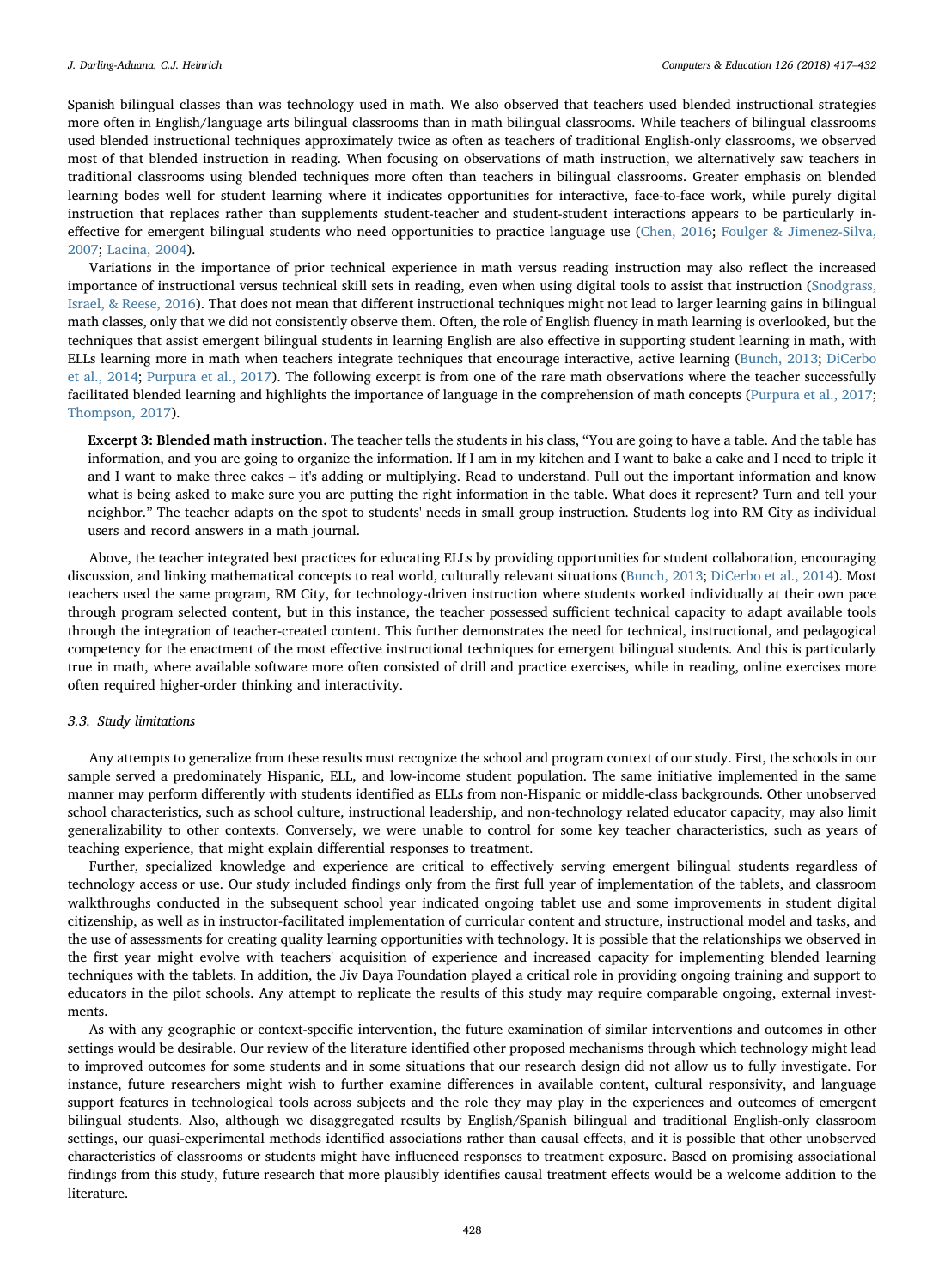Spanish bilingual classes than was technology used in math. We also observed that teachers used blended instructional strategies more often in English/language arts bilingual classrooms than in math bilingual classrooms. While teachers of bilingual classrooms used blended instructional techniques approximately twice as often as teachers of traditional English-only classrooms, we observed most of that blended instruction in reading. When focusing on observations of math instruction, we alternatively saw teachers in traditional classrooms using blended techniques more often than teachers in bilingual classrooms. Greater emphasis on blended learning bodes well for student learning where it indicates opportunities for interactive, face-to-face work, while purely digital instruction that replaces rather than supplements student-teacher and student-student interactions appears to be particularly ineffective for emergent bilingual students who need opportunities to practice language use (Chen, 2016; Foulger & Jimenez-Silva, 2007; Lacina, 2004).

Variations in the importance of prior technical experience in math versus reading instruction may also reflect the increased importance of instructional versus technical skill sets in reading, even when using digital tools to assist that instruction (Snodgrass, Israel, & Reese, 2016). That does not mean that different instructional techniques might not lead to larger learning gains in bilingual math classes, only that we did not consistently observe them. Often, the role of English fluency in math learning is overlooked, but the techniques that assist emergent bilingual students in learning English are also effective in supporting student learning in math, with ELLs learning more in math when teachers integrate techniques that encourage interactive, active learning (Bunch, 2013; DiCerbo et al., 2014; Purpura et al., 2017). The following excerpt is from one of the rare math observations where the teacher successfully facilitated blended learning and highlights the importance of language in the comprehension of math concepts (Purpura et al., 2017; Thompson, 2017).

> **Excerpt 3: Blended math instruction.** The teacher tells the students in his class, "You are going to have a table. And the table has information, and you are going to organize the information. If I am in my kitchen and I want to bake a cake and I need to triple it and I want to make three cakes – it's adding or multiplying. Read to understand. Pull out the important information and know what is being asked to make sure you are putting the right information in the table. What does it represent? Turn and tell your neighbor." The teacher adapts on the spot to students' needs in small group instruction. Students log into RM City as individual users and record answers in a math journal.

Above, the teacher integrated best practices for educating ELLs by providing opportunities for student collaboration, encouraging discussion, and linking mathematical concepts to real world, culturally relevant situations (Bunch, 2013; DiCerbo et al., 2014). Most teachers used the same program, RM City, for technology-driven instruction where students worked individually at their own pace through program selected content, but in this instance, the teacher possessed sufficient technical capacity to adapt available tools through the integration of teacher-created content. This further demonstrates the need for technical, instructional, and pedagogical competency for the enactment of the most effective instructional techniques for emergent bilingual students. And this is particularly true in math, where available software more often consisted of drill and practice exercises, while in reading, online exercises more often required higher-order thinking and interactivity.

### 3.3. Study limitations

Any attempts to generalize from these results must recognize the school and program context of our study. First, the schools in our sample served a predominately Hispanic, ELL, and low-income student population. The same initiative implemented in the same manner may perform differently with students identified as ELLs from non-Hispanic or middle-class backgrounds. Other unobserved school characteristics, such as school culture, instructional leadership, and non-technology related educator capacity, may also limit generalizability to other contexts. Conversely, we were unable to control for some key teacher characteristics, such as years of teaching experience, that might explain differential responses to treatment.

Further, specialized knowledge and experience are critical to effectively serving emergent bilingual students regardless of technology access or use. Our study included findings only from the first full year of implementation of the tablets, and classroom walkthroughs conducted in the subsequent school year indicated ongoing tablet use and some improvements in student digital citizenship, as well as in instructor-facilitated implementation of curricular content and structure, instructional model and tasks, and the use of assessments for creating quality learning opportunities with technology. It is possible that the relationships we observed in the first year might evolve with teachers' acquisition of experience and increased capacity for implementing blended learning techniques with the tablets. In addition, the Jiv Daya Foundation played a critical role in providing ongoing training and support to educators in the pilot schools. Any attempt to replicate the results of this study may require comparable ongoing, external investments.

As with any geographic or context-specific intervention, the future examination of similar interventions and outcomes in other settings would be desirable. Our review of the literature identified other proposed mechanisms through which technology might lead to improved outcomes for some students and in some situations that our research design did not allow us to fully investigate. For instance, future researchers might wish to further examine differences in available content, cultural responsivity, and language support features in technological tools across subjects and the role they may play in the experiences and outcomes of emergent bilingual students. Also, although we disaggregated results by English/Spanish bilingual and traditional English-only classroom settings, our quasi-experimental methods identified associations rather than causal effects, and it is possible that other unobserved characteristics of classrooms or students might have influenced responses to treatment exposure. Based on promising associational findings from this study, future research that more plausibly identifies causal treatment effects would be a welcome addition to the literature.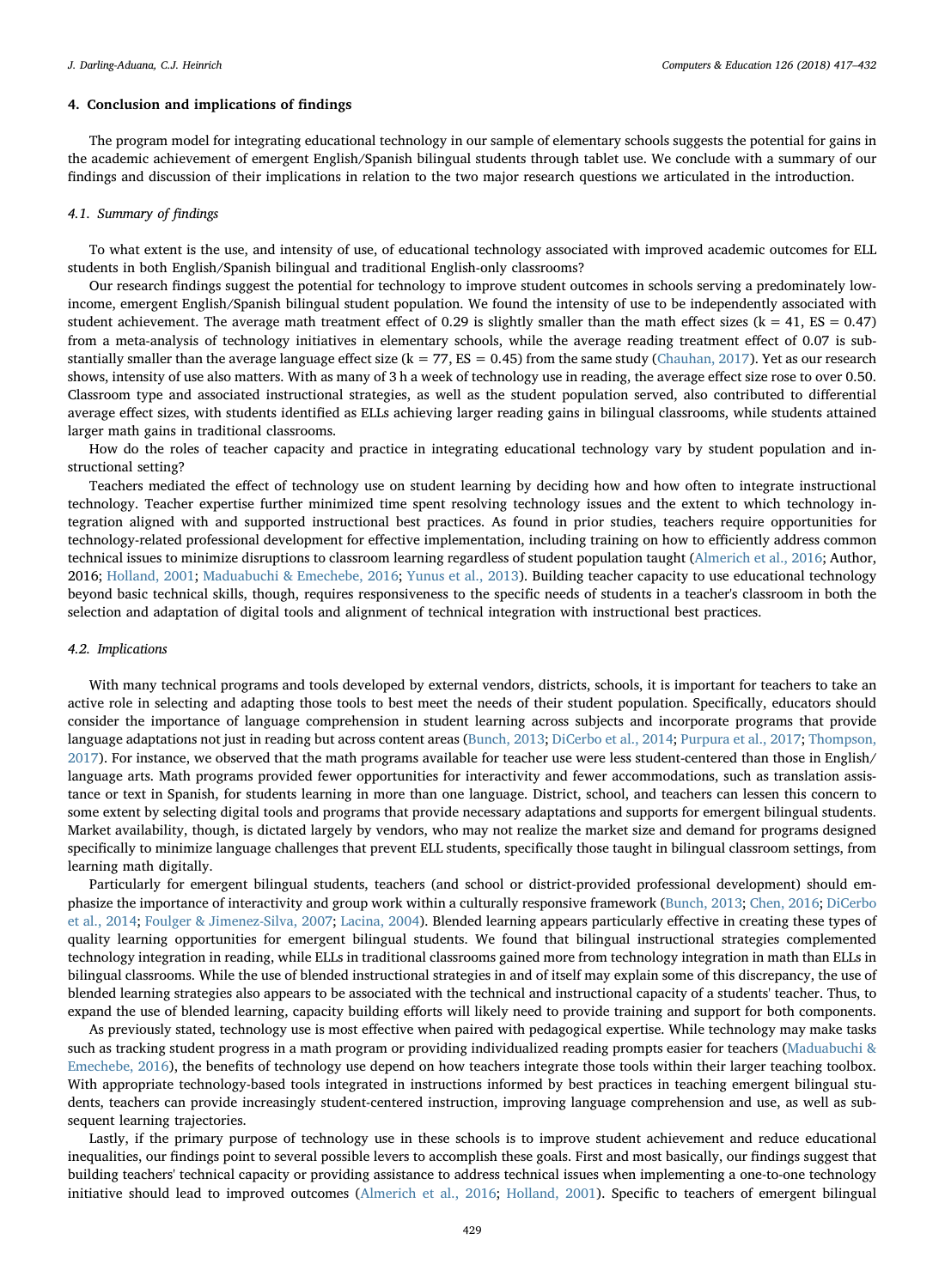## 4. Conclusion and implications of findings

The program model for integrating educational technology in our sample of elementary schools suggests the potential for gains in the academic achievement of emergent English/Spanish bilingual students through tablet use. We conclude with a summary of our findings and discussion of their implications in relation to the two major research questions we articulated in the introduction.

### 4.1. Summary of findings

To what extent is the use, and intensity of use, of educational technology associated with improved academic outcomes for ELL students in both English/Spanish bilingual and traditional English-only classrooms?

Our research findings suggest the potential for technology to improve student outcomes in schools serving a predominately low-income, emergent English/Spanish bilingual student population. We found the intensity of use to be independently associated with student achievement. The average math treatment effect of 0.29 is slightly smaller than the math effect sizes (k = 41, ES = 0.47) from a meta-analysis of technology initiatives in elementary schools, while the average reading treatment effect of 0.07 is substantially smaller than the average language effect size (k = 77, ES = 0.45) from the same study (Chauhan, 2017). Yet as our research shows, intensity of use also matters. With as many of 3 h a week of technology use in reading, the average effect size rose to over 0.50. Classroom type and associated instructional strategies, as well as the student population served, also contributed to differential average effect sizes, with students identified as ELLs achieving larger reading gains in bilingual classrooms, while students attained larger math gains in traditional classrooms.

How do the roles of teacher capacity and practice in integrating educational technology vary by student population and instructional setting?

Teachers mediated the effect of technology use on student learning by deciding how and how often to integrate instructional technology. Teacher expertise further minimized time spent resolving technology issues and the extent to which technology integration aligned with and supported instructional best practices. As found in prior studies, teachers require opportunities for technology-related professional development for effective implementation, including training on how to efficiently address common technical issues to minimize disruptions to classroom learning regardless of student population taught (Almerich et al., 2016; Author, 2016; Holland, 2001; Maduabuchi & Emechebe, 2016; Yunus et al., 2013). Building teacher capacity to use educational technology beyond basic technical skills, though, requires responsiveness to the specific needs of students in a teacher's classroom in both the selection and adaptation of digital tools and alignment of technical integration with instructional best practices.

### 4.2. Implications

With many technical programs and tools developed by external vendors, districts, schools, it is important for teachers to take an active role in selecting and adapting those tools to best meet the needs of their student population. Specifically, educators should consider the importance of language comprehension in student learning across subjects and incorporate programs that provide language adaptations not just in reading but across content areas (Bunch, 2013; DiCerbo et al., 2014; Purpura et al., 2017; Thompson, 2017). For instance, we observed that the math programs available for teacher use were less student-centered than those in English/language arts. Math programs provided fewer opportunities for interactivity and fewer accommodations, such as translation assistance or text in Spanish, for students learning in more than one language. District, school, and teachers can lessen this concern to some extent by selecting digital tools and programs that provide necessary adaptations and supports for emergent bilingual students. Market availability, though, is dictated largely by vendors, who may not realize the market size and demand for programs designed specifically to minimize language challenges that prevent ELL students, specifically those taught in bilingual classroom settings, from learning math digitally.

Particularly for emergent bilingual students, teachers (and school or district-provided professional development) should emphasize the importance of interactivity and group work within a culturally responsive framework (Bunch, 2013; Chen, 2016; DiCerbo et al., 2014; Foulger & Jimenez-Silva, 2007; Lacina, 2004). Blended learning appears particularly effective in creating these types of quality learning opportunities for emergent bilingual students. We found that bilingual instructional strategies complemented technology integration in reading, while ELLs in traditional classrooms gained more from technology integration in math than ELLs in bilingual classrooms. While the use of blended instructional strategies in and of itself may explain some of this discrepancy, the use of blended learning strategies also appears to be associated with the technical and instructional capacity of a students' teacher. Thus, to expand the use of blended learning, capacity building efforts will likely need to provide training and support for both components.

As previously stated, technology use is most effective when paired with pedagogical expertise. While technology may make tasks such as tracking student progress in a math program or providing individualized reading prompts easier for teachers (Maduabuchi & Emechebe, 2016), the benefits of technology use depend on how teachers integrate those tools within their larger teaching toolbox. With appropriate technology-based tools integrated in instructions informed by best practices in teaching emergent bilingual students, teachers can provide increasingly student-centered instruction, improving language comprehension and use, as well as subsequent learning trajectories.

Lastly, if the primary purpose of technology use in these schools is to improve student achievement and reduce educational inequalities, our findings point to several possible levers to accomplish these goals. First and most basically, our findings suggest that building teachers' technical capacity or providing assistance to address technical issues when implementing a one-to-one technology initiative should lead to improved outcomes (Almerich et al., 2016; Holland, 2001). Specific to teachers of emergent bilingual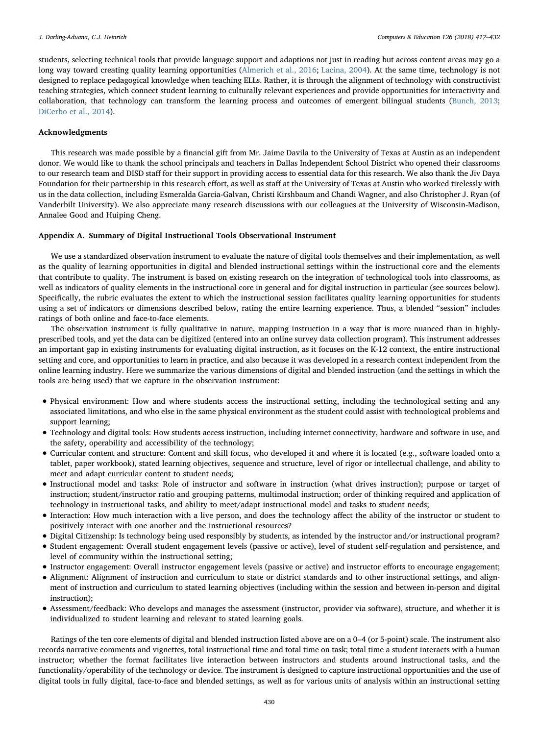students, selecting technical tools that provide language support and adaptions not just in reading but across content areas may go a long way toward creating quality learning opportunities (Almerich et al., 2016; Lacina, 2004). At the same time, technology is not designed to replace pedagogical knowledge when teaching ELLs. Rather, it is through the alignment of technology with constructivist teaching strategies, which connect student learning to culturally relevant experiences and provide opportunities for interactivity and collaboration, that technology can transform the learning process and outcomes of emergent bilingual students (Bunch, 2013; DiCerbo et al., 2014).

## Acknowledgments

This research was made possible by a financial gift from Mr. Jaime Davila to the University of Texas at Austin as an independent donor. We would like to thank the school principals and teachers in Dallas Independent School District who opened their classrooms to our research team and DISD staff for their support in providing access to essential data for this research. We also thank the Jiv Daya Foundation for their partnership in this research effort, as well as staff at the University of Texas at Austin who worked tirelessly with us in the data collection, including Esmeralda Garcia-Galvan, Christi Kirshbaum and Chandi Wagner, and also Christopher J. Ryan (of Vanderbilt University). We also appreciate many research discussions with our colleagues at the University of Wisconsin-Madison, Annalee Good and Huiping Cheng.

## Appendix A. Summary of Digital Instructional Tools Observational Instrument

We use a standardized observation instrument to evaluate the nature of digital tools themselves and their implementation, as well as the quality of learning opportunities in digital and blended instructional settings within the instructional core and the elements that contribute to quality. The instrument is based on existing research on the integration of technological tools into classrooms, as well as indicators of quality elements in the instructional core in general and for digital instruction in particular (see sources below). Specifically, the rubric evaluates the extent to which the instructional session facilitates quality learning opportunities for students using a set of indicators or dimensions described below, rating the entire learning experience. Thus, a blended "session" includes ratings of both online and face-to-face elements.

The observation instrument is fully qualitative in nature, mapping instruction in a way that is more nuanced than in highly-prescribed tools, and yet the data can be digitized (entered into an online survey data collection program). This instrument addresses an important gap in existing instruments for evaluating digital instruction, as it focuses on the K-12 context, the entire instructional setting and core, and opportunities to learn in practice, and also because it was developed in a research context independent from the online learning industry. Here we summarize the various dimensions of digital and blended instruction (and the settings in which the tools are being used) that we capture in the observation instrument:

- Physical environment: How and where students access the instructional setting, including the technological setting and any associated limitations, and who else in the same physical environment as the student could assist with technological problems and support learning;
- Technology and digital tools: How students access instruction, including internet connectivity, hardware and software in use, and the safety, operability and accessibility of the technology;
- Curricular content and structure: Content and skill focus, who developed it and where it is located (e.g., software loaded onto a tablet, paper workbook), stated learning objectives, sequence and structure, level of rigor or intellectual challenge, and ability to meet and adapt curricular content to student needs;
- Instructional model and tasks: Role of instructor and software in instruction (what drives instruction); purpose or target of instruction; student/instructor ratio and grouping patterns, multimodal instruction; order of thinking required and application of technology in instructional tasks, and ability to meet/adapt instructional model and tasks to student needs;
- Interaction: How much interaction with a live person, and does the technology affect the ability of the instructor or student to positively interact with one another and the instructional resources?
- Digital Citizenship: Is technology being used responsibly by students, as intended by the instructor and/or instructional program?
- Student engagement: Overall student engagement levels (passive or active), level of student self-regulation and persistence, and level of community within the instructional setting;
- Instructor engagement: Overall instructor engagement levels (passive or active) and instructor efforts to encourage engagement;
- Alignment: Alignment of instruction and curriculum to state or district standards and to other instructional settings, and alignment of instruction and curriculum to stated learning objectives (including within the session and between in-person and digital instruction);
- Assessment/feedback: Who develops and manages the assessment (instructor, provider via software), structure, and whether it is individualized to student learning and relevant to stated learning goals.

Ratings of the ten core elements of digital and blended instruction listed above are on a 0–4 (or 5-point) scale. The instrument also records narrative comments and vignettes, total instructional time and total time on task; total time a student interacts with a human instructor; whether the format facilitates live interaction between instructors and students around instructional tasks, and the functionality/operability of the technology or device. The instrument is designed to capture instructional opportunities and the use of digital tools in fully digital, face-to-face and blended settings, as well as for various units of analysis within an instructional setting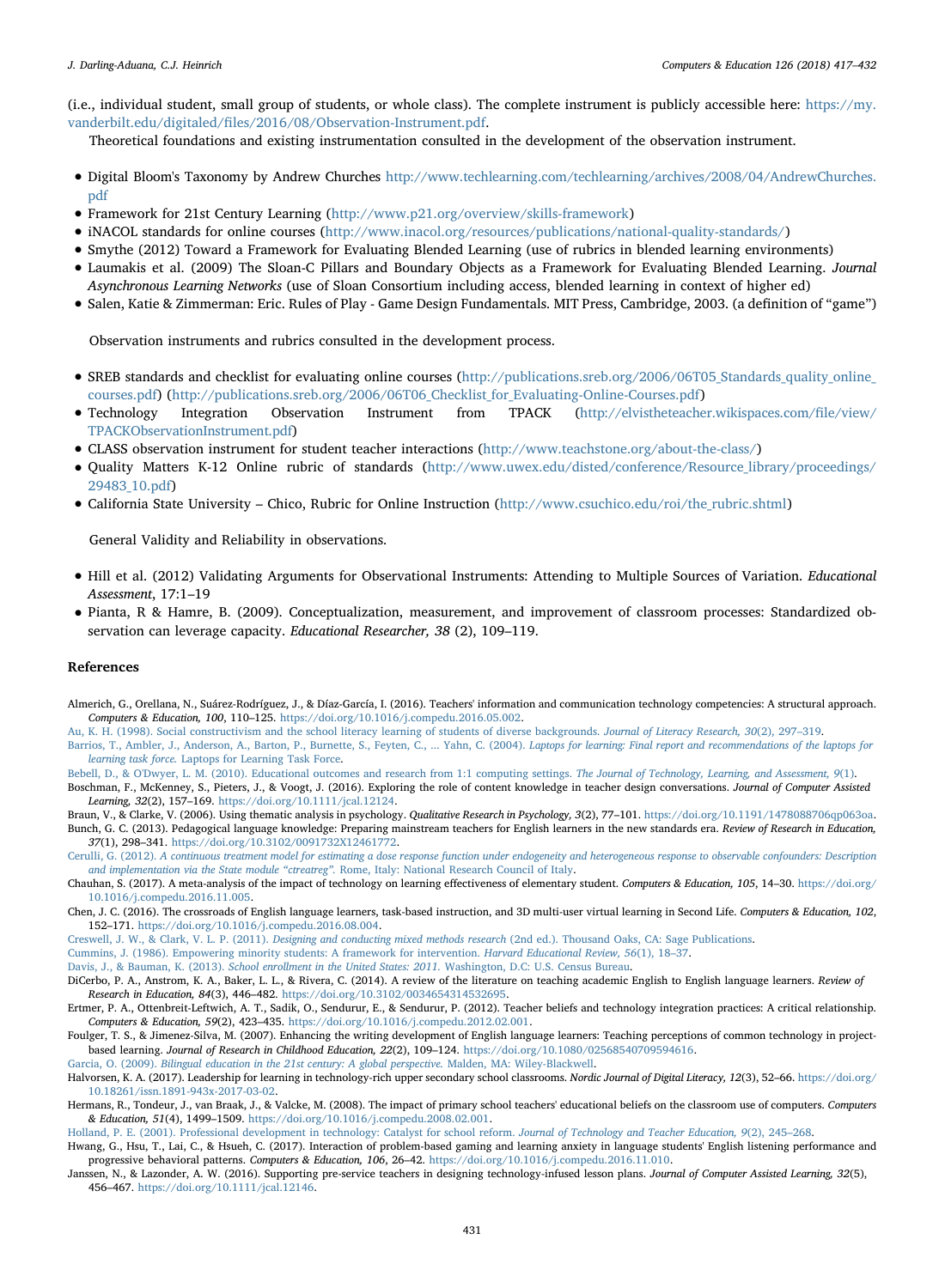(i.e., individual student, small group of students, or whole class). The complete instrument is publicly accessible here: https://my.vanderbilt.edu/digitaled/files/2016/08/Observation-Instrument.pdf.

Theoretical foundations and existing instrumentation consulted in the development of the observation instrument.

- Digital Bloom's Taxonomy by Andrew Churches http://www.techlearning.com/techlearning/archives/2008/04/AndrewChurches.pdf
- Framework for 21st Century Learning (http://www.p21.org/overview/skills-framework)
- iNACOL standards for online courses (http://www.inacol.org/resources/publications/national-quality-standards/)
- Smythe (2012) Toward a Framework for Evaluating Blended Learning (use of rubrics in blended learning environments)
- Laumakis et al. (2009) The Sloan-C Pillars and Boundary Objects as a Framework for Evaluating Blended Learning. *Journal Asynchronous Learning Networks* (use of Sloan Consortium including access, blended learning in context of higher ed)
- Salen, Katie & Zimmerman: Eric. Rules of Play - Game Design Fundamentals. MIT Press, Cambridge, 2003. (a definition of "game")

Observation instruments and rubrics consulted in the development process.

- SREB standards and checklist for evaluating online courses (http://publications.sreb.org/2006/06T05_Standards_quality_online_courses.pdf) (http://publications.sreb.org/2006/06T06_Checklist_for_Evaluating-Online-Courses.pdf)
- Technology Integration Observation Instrument from TPACK (http://elvistheteacher.wikispaces.com/file/view/TPACKObservationInstrument.pdf)
- CLASS observation instrument for student teacher interactions (http://www.teachstone.org/about-the-class/)
- Quality Matters K-12 Online rubric of standards (http://www.uwex.edu/disted/conference/Resource_library/proceedings/29483_10.pdf)
- California State University – Chico, Rubric for Online Instruction (http://www.csuchico.edu/roi/the_rubric.shtml)

General Validity and Reliability in observations.

- Hill et al. (2012) Validating Arguments for Observational Instruments: Attending to Multiple Sources of Variation. *Educational Assessment*, 17:1–19
- Pianta, R & Hamre, B. (2009). Conceptualization, measurement, and improvement of classroom processes: Standardized observation can leverage capacity. *Educational Researcher, 38* (2), 109–119.

## References

Almerich, G., Orellana, N., Suárez-Rodríguez, J., & Díaz-García, I. (2016). Teachers' information and communication technology competencies: A structural approach. *Computers & Education, 100*, 110–125. https://doi.org/10.1016/j.compedu.2016.05.002.

Au, K. H. (1998). Social constructivism and the school literacy learning of students of diverse backgrounds. *Journal of Literacy Research, 30*(2), 297–319.

Barrios, T., Ambler, J., Anderson, A., Barton, P., Burnette, S., Feyten, C., ... Yahn, C. (2004). *Laptops for learning: Final report and recommendations of the laptops for learning task force.* Laptops for Learning Task Force.

Bebell, D., & O'Dwyer, L. M. (2010). Educational outcomes and research from 1:1 computing settings. *The Journal of Technology, Learning, and Assessment, 9*(1).

Boschman, F., McKenney, S., Pieters, J., & Voogt, J. (2016). Exploring the role of content knowledge in teacher design conversations. *Journal of Computer Assisted Learning, 32*(2), 157–169. https://doi.org/10.1111/jcal.12124.

Braun, V., & Clarke, V. (2006). Using thematic analysis in psychology. *Qualitative Research in Psychology, 3*(2), 77–101. https://doi.org/10.1191/1478088706qp063oa.

Bunch, G. C. (2013). Pedagogical language knowledge: Preparing mainstream teachers for English learners in the new standards era. *Review of Research in Education, 37*(1), 298–341. https://doi.org/10.3102/0091732X12461772.

Cerulli, G. (2012). *A continuous treatment model for estimating a dose response function under endogeneity and heterogeneous response to observable confounders: Description and implementation via the State module "ctreatreg".* Rome, Italy: National Research Council of Italy.

Chauhan, S. (2017). A meta-analysis of the impact of technology on learning effectiveness of elementary student. *Computers & Education, 105*, 14–30. https://doi.org/10.1016/j.compedu.2016.11.005.

Chen, J. C. (2016). The crossroads of English language learners, task-based instruction, and 3D multi-user virtual learning in Second Life. *Computers & Education, 102*, 152–171. https://doi.org/10.1016/j.compedu.2016.08.004.

Creswell, J. W., & Clark, V. L. P. (2011). *Designing and conducting mixed methods research* (2nd ed.). Thousand Oaks, CA: Sage Publications.

Cummins, J. (1986). Empowering minority students: A framework for intervention. *Harvard Educational Review, 56*(1), 18–37.

Davis, J., & Bauman, K. (2013). *School enrollment in the United States: 2011.* Washington, D.C: U.S. Census Bureau.

DiCerbo, P. A., Anstrom, K. A., Baker, L. L., & Rivera, C. (2014). A review of the literature on teaching academic English to English language learners. *Review of Research in Education, 84*(3), 446–482. https://doi.org/10.3102/0034654314532695.

Ertmer, P. A., Ottenbreit-Leftwich, A. T., Sadik, O., Sendurur, E., & Sendurur, P. (2012). Teacher beliefs and technology integration practices: A critical relationship. *Computers & Education, 59*(2), 423–435. https://doi.org/10.1016/j.compedu.2012.02.001.

Foulger, T. S., & Jimenez-Silva, M. (2007). Enhancing the writing development of English language learners: Teaching perceptions of common technology in project-based learning. *Journal of Research in Childhood Education, 22*(2), 109–124. https://doi.org/10.1080/02568540709594616.

Garcia, O. (2009). *Bilingual education in the 21st century: A global perspective.* Malden, MA: Wiley-Blackwell.

Halvorsen, K. A. (2017). Leadership for learning in technology-rich upper secondary school classrooms. *Nordic Journal of Digital Literacy, 12*(3), 52–66. https://doi.org/10.18261/issn.1891-943x-2017-03-02.

Hermans, R., Tondeur, J., van Braak, J., & Valcke, M. (2008). The impact of primary school teachers' educational beliefs on the classroom use of computers. *Computers & Education, 51*(4), 1499–1509. https://doi.org/10.1016/j.compedu.2008.02.001.

Holland, P. E. (2001). Professional development in technology: Catalyst for school reform. *Journal of Technology and Teacher Education, 9*(2), 245–268.

Hwang, G., Hsu, T., Lai, C., & Hsueh, C. (2017). Interaction of problem-based gaming and learning anxiety in language students' English listening performance and progressive behavioral patterns. *Computers & Education, 106*, 26–42. https://doi.org/10.1016/j.compedu.2016.11.010.

Janssen, N., & Lazonder, A. W. (2016). Supporting pre-service teachers in designing technology-infused lesson plans. *Journal of Computer Assisted Learning, 32*(5), 456–467. https://doi.org/10.1111/jcal.12146.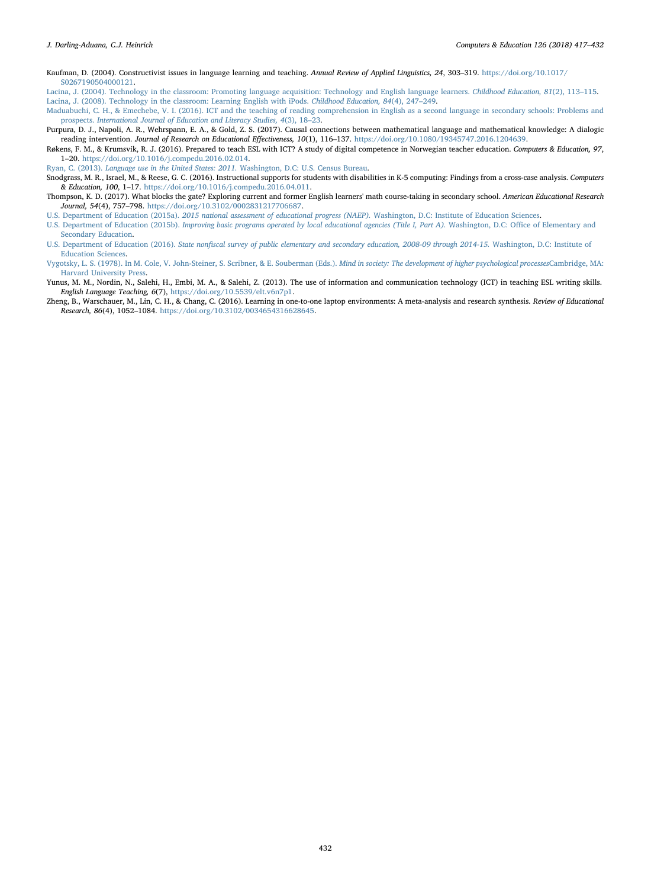Kaufman, D. (2004). Constructivist issues in language learning and teaching. *Annual Review of Applied Linguistics, 24*, 303–319. https://doi.org/10.1017/S0267190504000121.

Lacina, J. (2004). Technology in the classroom: Promoting language acquisition: Technology and English language learners. *Childhood Education, 81*(2), 113–115.

Lacina, J. (2008). Technology in the classroom: Learning English with iPods. *Childhood Education, 84*(4), 247–249.

Maduabuchi, C. H., & Emechebe, V. I. (2016). ICT and the teaching of reading comprehension in English as a second language in secondary schools: Problems and prospects. *International Journal of Education and Literacy Studies, 4*(3), 18–23.

Purpura, D. J., Napoli, A. R., Wehrspann, E. A., & Gold, Z. S. (2017). Causal connections between mathematical language and mathematical knowledge: A dialogic reading intervention. *Journal of Research on Educational Effectiveness, 10*(1), 116–137. https://doi.org/10.1080/19345747.2016.1204639.

Røkens, F. M., & Krumsvik, R. J. (2016). Prepared to teach ESL with ICT? A study of digital competence in Norwegian teacher education. *Computers & Education, 97*, 1–20. https://doi.org/10.1016/j.compedu.2016.02.014.

Ryan, C. (2013). *Language use in the United States: 2011.* Washington, D.C: U.S. Census Bureau.

Snodgrass, M. R., Israel, M., & Reese, G. C. (2016). Instructional supports for students with disabilities in K-5 computing: Findings from a cross-case analysis. *Computers & Education, 100*, 1–17. https://doi.org/10.1016/j.compedu.2016.04.011.

Thompson, K. D. (2017). What blocks the gate? Exploring current and former English learners' math course-taking in secondary school. *American Educational Research Journal, 54*(4), 757–798. https://doi.org/10.3102/0002831217706687.

U.S. Department of Education (2015a). *2015 national assessment of educational progress (NAEP).* Washington, D.C: Institute of Education Sciences.

U.S. Department of Education (2015b). *Improving basic programs operated by local educational agencies (Title I, Part A).* Washington, D.C: Office of Elementary and Secondary Education.

U.S. Department of Education (2016). *State nonfiscal survey of public elementary and secondary education, 2008-09 through 2014-15.* Washington, D.C: Institute of Education Sciences.

Vygotsky, L. S. (1978). In M. Cole, V. John-Steiner, S. Scribner, & E. Souberman (Eds.). *Mind in society: The development of higher psychological processes*Cambridge, MA: Harvard University Press.

Yunus, M. M., Nordin, N., Salehi, H., Embi, M. A., & Salehi, Z. (2013). The use of information and communication technology (ICT) in teaching ESL writing skills. *English Language Teaching, 6*(7), https://doi.org/10.5539/elt.v6n7p1.

Zheng, B., Warschauer, M., Lin, C. H., & Chang, C. (2016). Learning in one-to-one laptop environments: A meta-analysis and research synthesis. *Review of Educational Research, 86*(4), 1052–1084. https://doi.org/10.3102/0034654316628645.